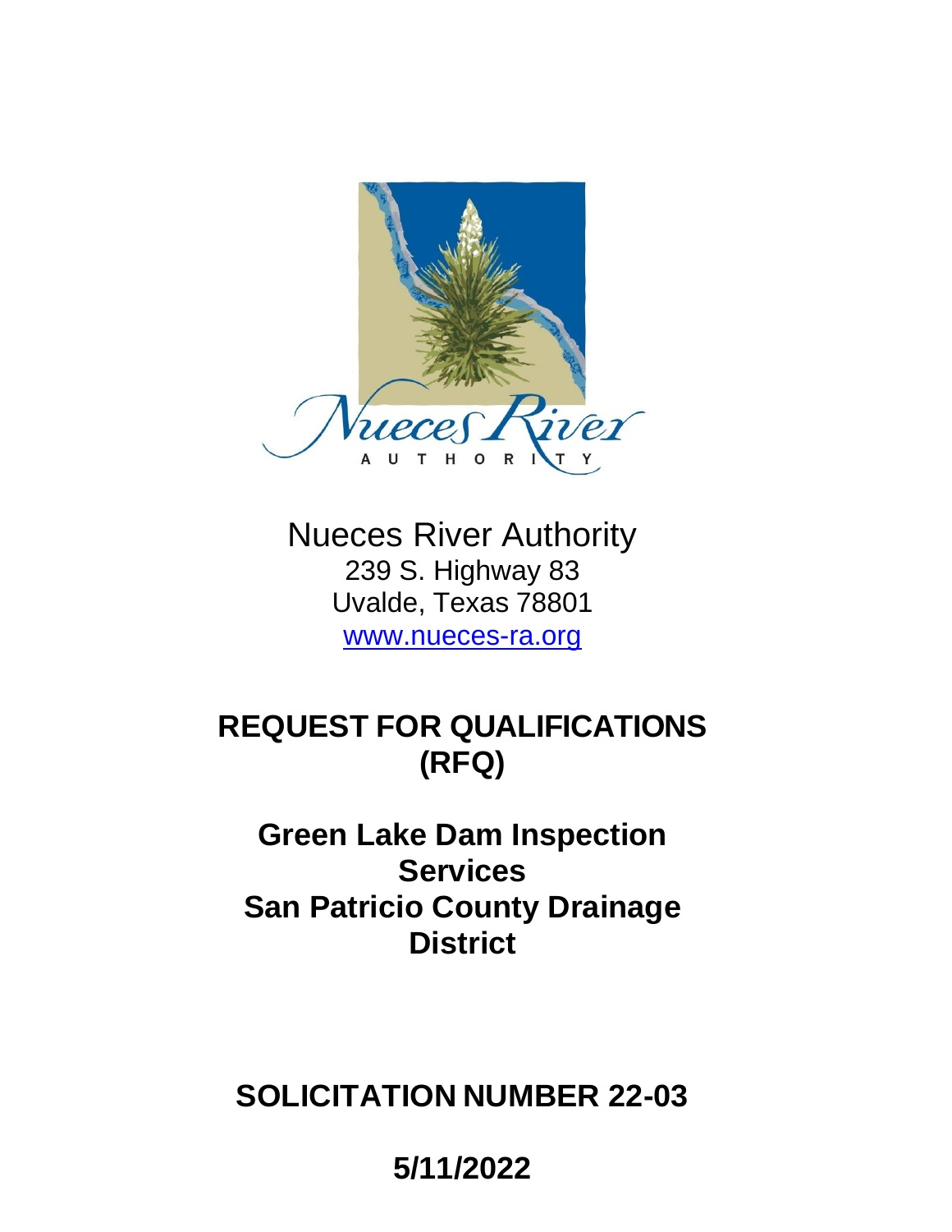Nueces River Authority
239 S. Highway 83
Uvalde, Texas 78801
[www.nueces-ra.org](http://www.nueces-ra.org)

# REQUEST FOR QUALIFICATIONS (RFQ)

## Green Lake Dam Inspection Services San Patricio County Drainage District

## SOLICITATION NUMBER 22-03

## 5/11/2022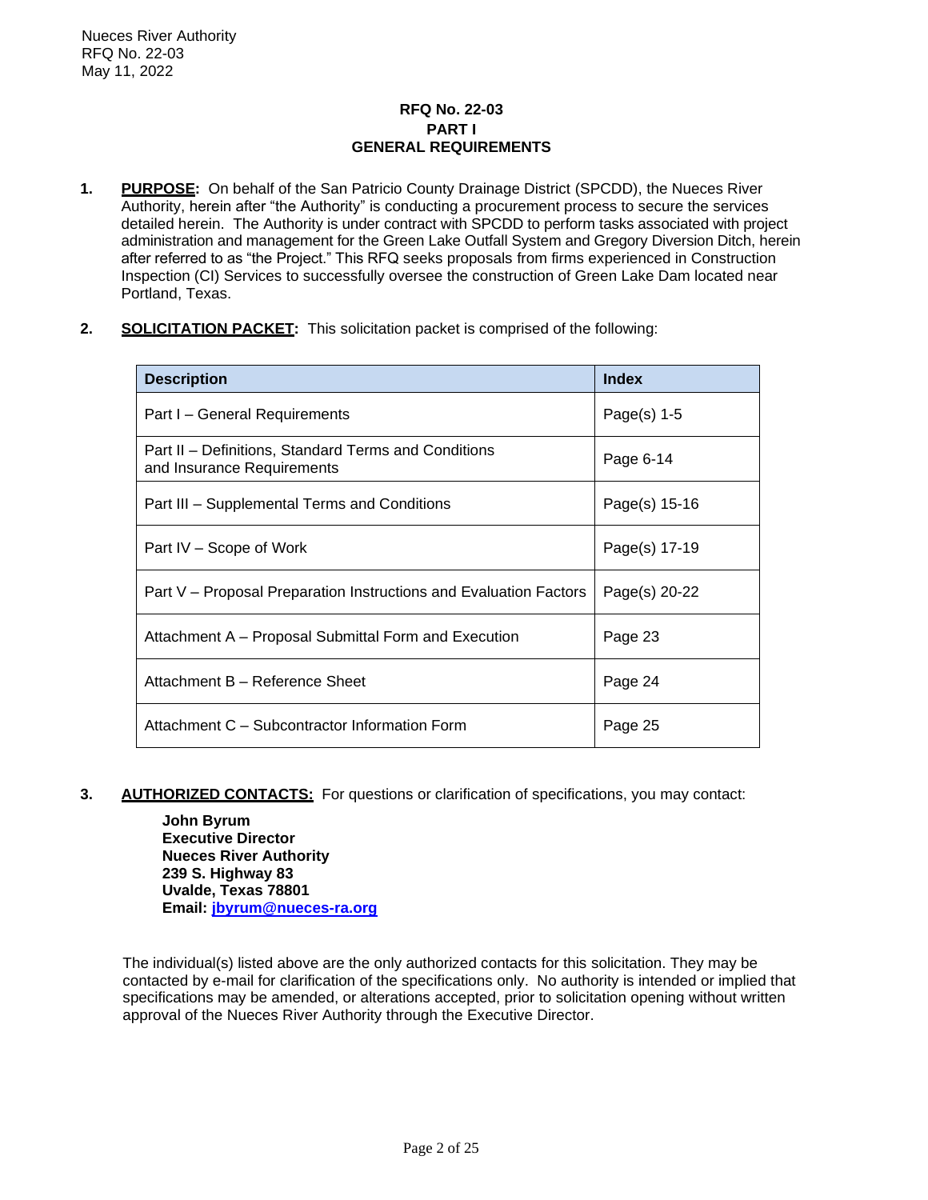Nueces River Authority
RFQ No. 22-03
May 11, 2022

## RFQ No. 22-03
## PART I
## GENERAL REQUIREMENTS

1. **PURPOSE:** On behalf of the San Patricio County Drainage District (SPCDD), the Nueces River Authority, herein after "the Authority" is conducting a procurement process to secure the services detailed herein. The Authority is under contract with SPCDD to perform tasks associated with project administration and management for the Green Lake Outfall System and Gregory Diversion Ditch, herein after referred to as "the Project." This RFQ seeks proposals from firms experienced in Construction Inspection (CI) Services to successfully oversee the construction of Green Lake Dam located near Portland, Texas.

2. **SOLICITATION PACKET:** This solicitation packet is comprised of the following:

| Description | Index |
|---|---|
| Part I – General Requirements | Page(s) 1-5 |
| Part II – Definitions, Standard Terms and Conditions and Insurance Requirements | Page 6-14 |
| Part III – Supplemental Terms and Conditions | Page(s) 15-16 |
| Part IV – Scope of Work | Page(s) 17-19 |
| Part V – Proposal Preparation Instructions and Evaluation Factors | Page(s) 20-22 |
| Attachment A – Proposal Submittal Form and Execution | Page 23 |
| Attachment B – Reference Sheet | Page 24 |
| Attachment C – Subcontractor Information Form | Page 25 |

3. **AUTHORIZED CONTACTS:** For questions or clarification of specifications, you may contact:

   **John Byrum**
   **Executive Director**
   **Nueces River Authority**
   **239 S. Highway 83**
   **Uvalde, Texas 78801**
   **Email: jbyrum@nueces-ra.org**

   The individual(s) listed above are the only authorized contacts for this solicitation. They may be contacted by e-mail for clarification of the specifications only. No authority is intended or implied that specifications may be amended, or alterations accepted, prior to solicitation opening without written approval of the Nueces River Authority through the Executive Director.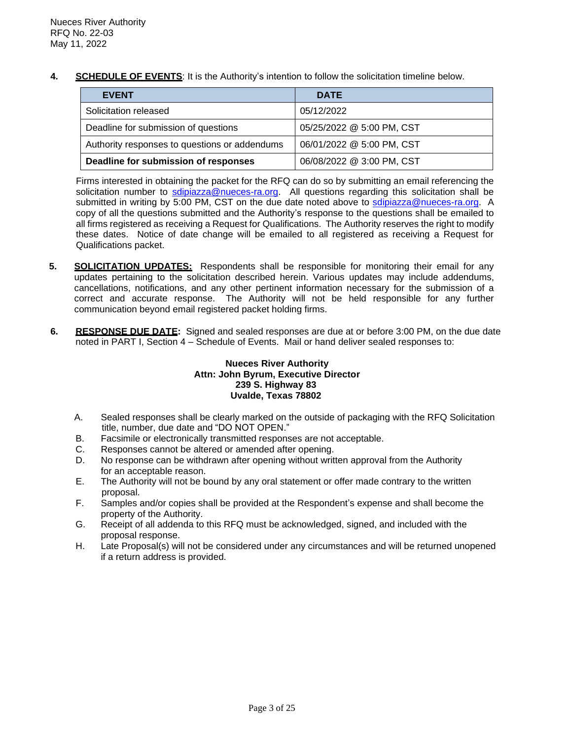4. **SCHEDULE OF EVENTS**: It is the Authority's intention to follow the solicitation timeline below.

| EVENT | DATE |
|---|---|
| Solicitation released | 05/12/2022 |
| Deadline for submission of questions | 05/25/2022 @ 5:00 PM, CST |
| Authority responses to questions or addendums | 06/01/2022 @ 5:00 PM, CST |
| **Deadline for submission of responses** | 06/08/2022 @ 3:00 PM, CST |

Firms interested in obtaining the packet for the RFQ can do so by submitting an email referencing the solicitation number to sdipiazza@nueces-ra.org. All questions regarding this solicitation shall be submitted in writing by 5:00 PM, CST on the due date noted above to sdipiazza@nueces-ra.org. A copy of all the questions submitted and the Authority's response to the questions shall be emailed to all firms registered as receiving a Request for Qualifications. The Authority reserves the right to modify these dates. Notice of date change will be emailed to all registered as receiving a Request for Qualifications packet.

5. **SOLICITATION UPDATES:** Respondents shall be responsible for monitoring their email for any updates pertaining to the solicitation described herein. Various updates may include addendums, cancellations, notifications, and any other pertinent information necessary for the submission of a correct and accurate response. The Authority will not be held responsible for any further communication beyond email registered packet holding firms.

6. **RESPONSE DUE DATE:** Signed and sealed responses are due at or before 3:00 PM, on the due date noted in PART I, Section 4 – Schedule of Events. Mail or hand deliver sealed responses to:

**Nueces River Authority**
**Attn: John Byrum, Executive Director**
**239 S. Highway 83**
**Uvalde, Texas 78802**

A. Sealed responses shall be clearly marked on the outside of packaging with the RFQ Solicitation title, number, due date and "DO NOT OPEN."
B. Facsimile or electronically transmitted responses are not acceptable.
C. Responses cannot be altered or amended after opening.
D. No response can be withdrawn after opening without written approval from the Authority for an acceptable reason.
E. The Authority will not be bound by any oral statement or offer made contrary to the written proposal.
F. Samples and/or copies shall be provided at the Respondent's expense and shall become the property of the Authority.
G. Receipt of all addenda to this RFQ must be acknowledged, signed, and included with the proposal response.
H. Late Proposal(s) will not be considered under any circumstances and will be returned unopened if a return address is provided.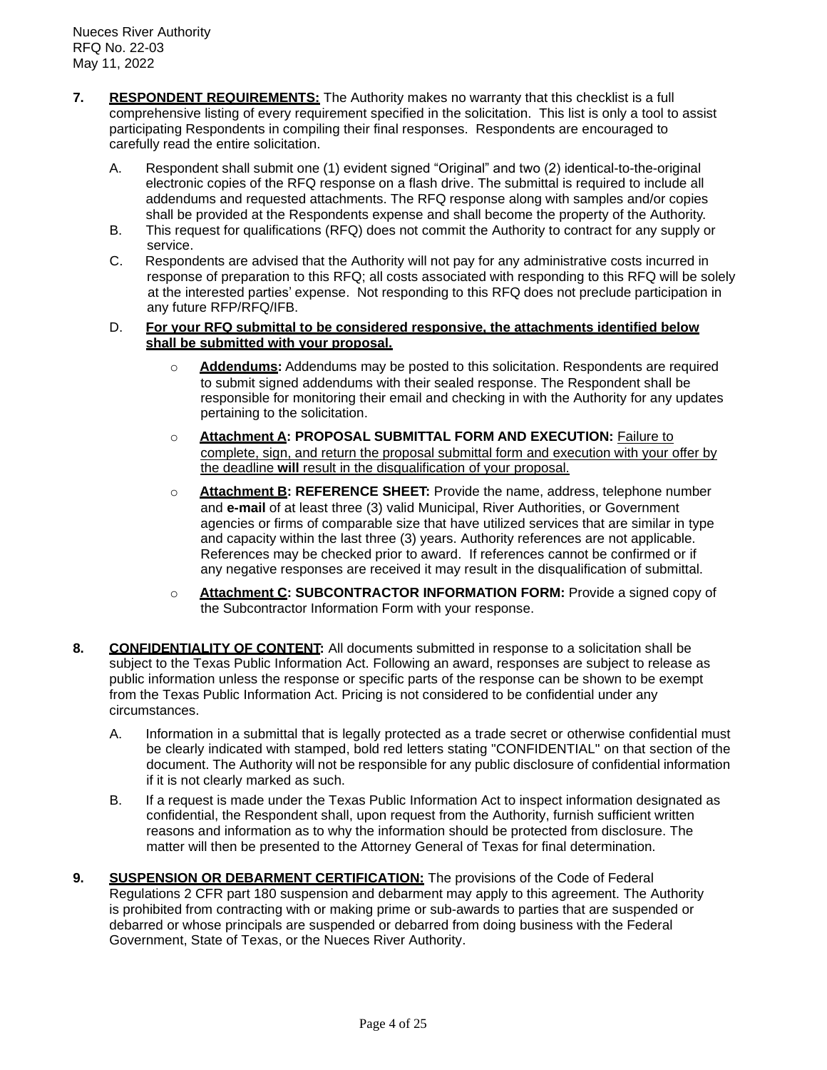**7. RESPONDENT REQUIREMENTS:** The Authority makes no warranty that this checklist is a full comprehensive listing of every requirement specified in the solicitation. This list is only a tool to assist participating Respondents in compiling their final responses. Respondents are encouraged to carefully read the entire solicitation.

A. Respondent shall submit one (1) evident signed "Original" and two (2) identical-to-the-original electronic copies of the RFQ response on a flash drive. The submittal is required to include all addendums and requested attachments. The RFQ response along with samples and/or copies shall be provided at the Respondents expense and shall become the property of the Authority.

B. This request for qualifications (RFQ) does not commit the Authority to contract for any supply or service.

C. Respondents are advised that the Authority will not pay for any administrative costs incurred in response of preparation to this RFQ; all costs associated with responding to this RFQ will be solely at the interested parties' expense. Not responding to this RFQ does not preclude participation in any future RFP/RFQ/IFB.

D. **For your RFQ submittal to be considered responsive, the attachments identified below shall be submitted with your proposal.**

- **Addendums:** Addendums may be posted to this solicitation. Respondents are required to submit signed addendums with their sealed response. The Respondent shall be responsible for monitoring their email and checking in with the Authority for any updates pertaining to the solicitation.
- **Attachment A: PROPOSAL SUBMITTAL FORM AND EXECUTION:** Failure to complete, sign, and return the proposal submittal form and execution with your offer by the deadline **will** result in the disqualification of your proposal.
- **Attachment B: REFERENCE SHEET:** Provide the name, address, telephone number and **e-mail** of at least three (3) valid Municipal, River Authorities, or Government agencies or firms of comparable size that have utilized services that are similar in type and capacity within the last three (3) years. Authority references are not applicable. References may be checked prior to award. If references cannot be confirmed or if any negative responses are received it may result in the disqualification of submittal.
- **Attachment C: SUBCONTRACTOR INFORMATION FORM:** Provide a signed copy of the Subcontractor Information Form with your response.

**8. CONFIDENTIALITY OF CONTENT:** All documents submitted in response to a solicitation shall be subject to the Texas Public Information Act. Following an award, responses are subject to release as public information unless the response or specific parts of the response can be shown to be exempt from the Texas Public Information Act. Pricing is not considered to be confidential under any circumstances.

A. Information in a submittal that is legally protected as a trade secret or otherwise confidential must be clearly indicated with stamped, bold red letters stating "CONFIDENTIAL" on that section of the document. The Authority will not be responsible for any public disclosure of confidential information if it is not clearly marked as such.

B. If a request is made under the Texas Public Information Act to inspect information designated as confidential, the Respondent shall, upon request from the Authority, furnish sufficient written reasons and information as to why the information should be protected from disclosure. The matter will then be presented to the Attorney General of Texas for final determination.

**9. SUSPENSION OR DEBARMENT CERTIFICATION:** The provisions of the Code of Federal Regulations 2 CFR part 180 suspension and debarment may apply to this agreement. The Authority is prohibited from contracting with or making prime or sub-awards to parties that are suspended or debarred or whose principals are suspended or debarred from doing business with the Federal Government, State of Texas, or the Nueces River Authority.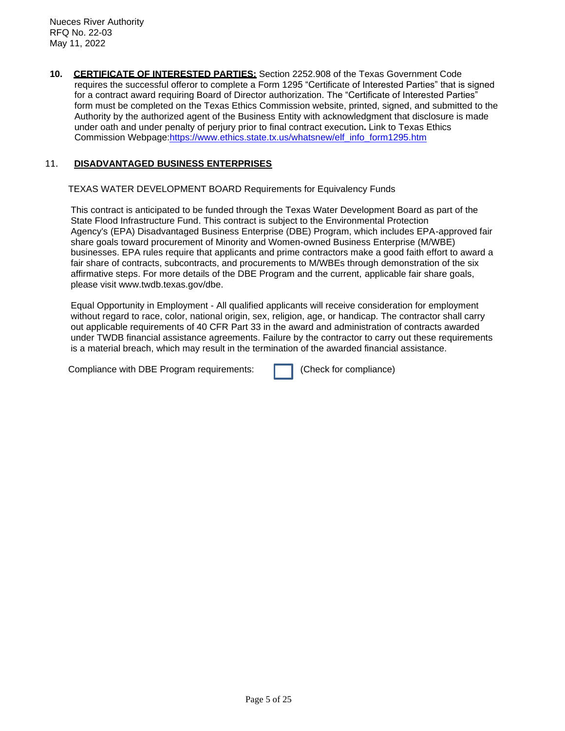**10. CERTIFICATE OF INTERESTED PARTIES:** Section 2252.908 of the Texas Government Code requires the successful offeror to complete a Form 1295 "Certificate of Interested Parties" that is signed for a contract award requiring Board of Director authorization. The "Certificate of Interested Parties" form must be completed on the Texas Ethics Commission website, printed, signed, and submitted to the Authority by the authorized agent of the Business Entity with acknowledgment that disclosure is made under oath and under penalty of perjury prior to final contract execution**.** Link to Texas Ethics Commission Webpage:https://www.ethics.state.tx.us/whatsnew/elf_info_form1295.htm

11. **DISADVANTAGED BUSINESS ENTERPRISES**

TEXAS WATER DEVELOPMENT BOARD Requirements for Equivalency Funds

This contract is anticipated to be funded through the Texas Water Development Board as part of the State Flood Infrastructure Fund. This contract is subject to the Environmental Protection Agency's (EPA) Disadvantaged Business Enterprise (DBE) Program, which includes EPA-approved fair share goals toward procurement of Minority and Women-owned Business Enterprise (M/WBE) businesses. EPA rules require that applicants and prime contractors make a good faith effort to award a fair share of contracts, subcontracts, and procurements to M/WBEs through demonstration of the six affirmative steps. For more details of the DBE Program and the current, applicable fair share goals, please visit www.twdb.texas.gov/dbe.

Equal Opportunity in Employment - All qualified applicants will receive consideration for employment without regard to race, color, national origin, sex, religion, age, or handicap. The contractor shall carry out applicable requirements of 40 CFR Part 33 in the award and administration of contracts awarded under TWDB financial assistance agreements. Failure by the contractor to carry out these requirements is a material breach, which may result in the termination of the awarded financial assistance.

Compliance with DBE Program requirements: ☐ (Check for compliance)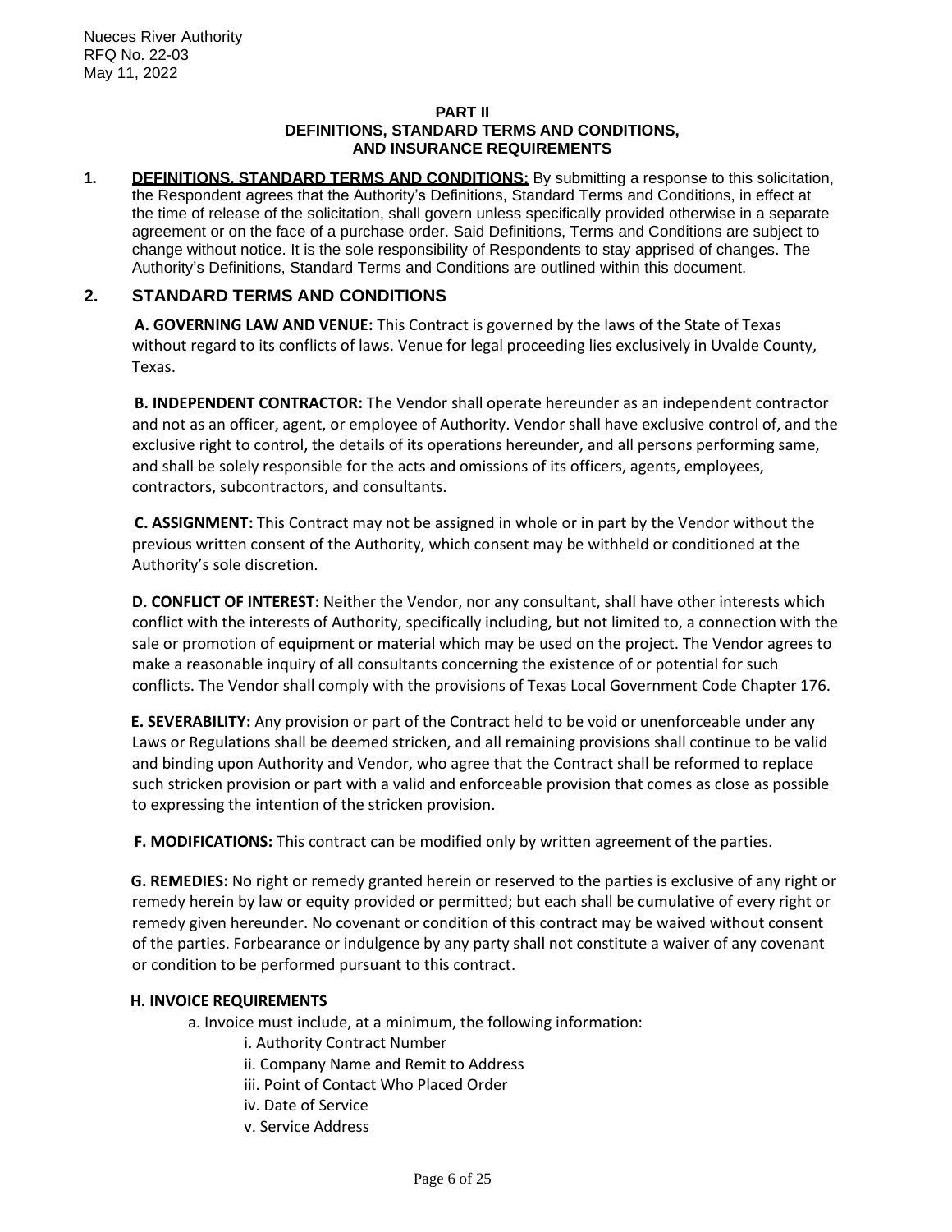## PART II
## DEFINITIONS, STANDARD TERMS AND CONDITIONS, AND INSURANCE REQUIREMENTS

**1. DEFINITIONS, STANDARD TERMS AND CONDITIONS:** By submitting a response to this solicitation, the Respondent agrees that the Authority's Definitions, Standard Terms and Conditions, in effect at the time of release of the solicitation, shall govern unless specifically provided otherwise in a separate agreement or on the face of a purchase order. Said Definitions, Terms and Conditions are subject to change without notice. It is the sole responsibility of Respondents to stay apprised of changes. The Authority's Definitions, Standard Terms and Conditions are outlined within this document.

### 2. STANDARD TERMS AND CONDITIONS

**A. GOVERNING LAW AND VENUE:** This Contract is governed by the laws of the State of Texas without regard to its conflicts of laws. Venue for legal proceeding lies exclusively in Uvalde County, Texas.

**B. INDEPENDENT CONTRACTOR:** The Vendor shall operate hereunder as an independent contractor and not as an officer, agent, or employee of Authority. Vendor shall have exclusive control of, and the exclusive right to control, the details of its operations hereunder, and all persons performing same, and shall be solely responsible for the acts and omissions of its officers, agents, employees, contractors, subcontractors, and consultants.

**C. ASSIGNMENT:** This Contract may not be assigned in whole or in part by the Vendor without the previous written consent of the Authority, which consent may be withheld or conditioned at the Authority's sole discretion.

**D. CONFLICT OF INTEREST:** Neither the Vendor, nor any consultant, shall have other interests which conflict with the interests of Authority, specifically including, but not limited to, a connection with the sale or promotion of equipment or material which may be used on the project. The Vendor agrees to make a reasonable inquiry of all consultants concerning the existence of or potential for such conflicts. The Vendor shall comply with the provisions of Texas Local Government Code Chapter 176.

**E. SEVERABILITY:** Any provision or part of the Contract held to be void or unenforceable under any Laws or Regulations shall be deemed stricken, and all remaining provisions shall continue to be valid and binding upon Authority and Vendor, who agree that the Contract shall be reformed to replace such stricken provision or part with a valid and enforceable provision that comes as close as possible to expressing the intention of the stricken provision.

**F. MODIFICATIONS:** This contract can be modified only by written agreement of the parties.

**G. REMEDIES:** No right or remedy granted herein or reserved to the parties is exclusive of any right or remedy herein by law or equity provided or permitted; but each shall be cumulative of every right or remedy given hereunder. No covenant or condition of this contract may be waived without consent of the parties. Forbearance or indulgence by any party shall not constitute a waiver of any covenant or condition to be performed pursuant to this contract.

**H. INVOICE REQUIREMENTS**

a. Invoice must include, at a minimum, the following information:

- i. Authority Contract Number
- ii. Company Name and Remit to Address
- iii. Point of Contact Who Placed Order
- iv. Date of Service
- v. Service Address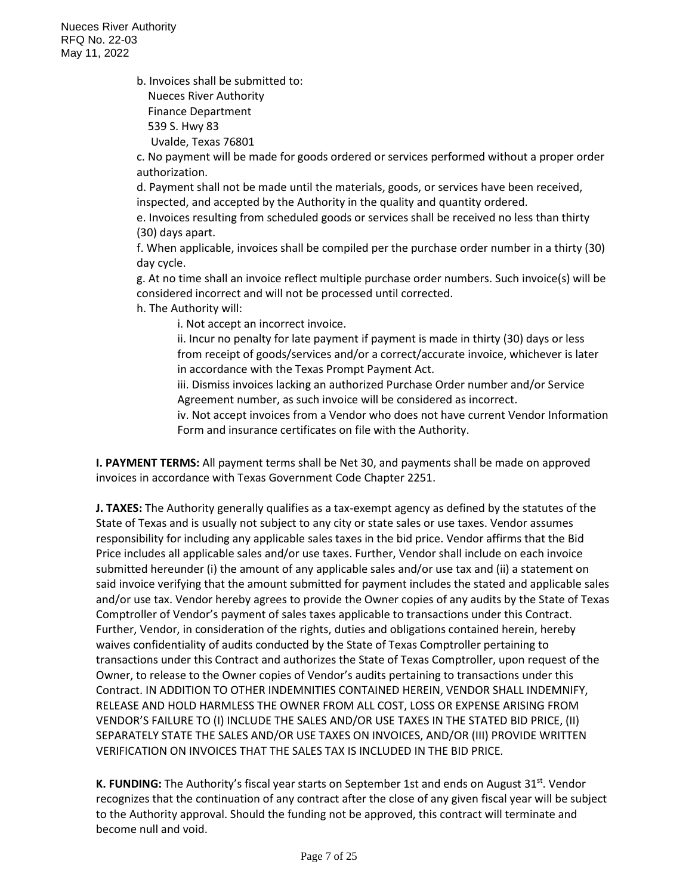b. Invoices shall be submitted to:
Nueces River Authority
Finance Department
539 S. Hwy 83
Uvalde, Texas 76801

c. No payment will be made for goods ordered or services performed without a proper order authorization.

d. Payment shall not be made until the materials, goods, or services have been received, inspected, and accepted by the Authority in the quality and quantity ordered.

e. Invoices resulting from scheduled goods or services shall be received no less than thirty (30) days apart.

f. When applicable, invoices shall be compiled per the purchase order number in a thirty (30) day cycle.

g. At no time shall an invoice reflect multiple purchase order numbers. Such invoice(s) will be considered incorrect and will not be processed until corrected.

h. The Authority will:

i. Not accept an incorrect invoice.

ii. Incur no penalty for late payment if payment is made in thirty (30) days or less from receipt of goods/services and/or a correct/accurate invoice, whichever is later in accordance with the Texas Prompt Payment Act.

iii. Dismiss invoices lacking an authorized Purchase Order number and/or Service Agreement number, as such invoice will be considered as incorrect.

iv. Not accept invoices from a Vendor who does not have current Vendor Information Form and insurance certificates on file with the Authority.

**I. PAYMENT TERMS:** All payment terms shall be Net 30, and payments shall be made on approved invoices in accordance with Texas Government Code Chapter 2251.

**J. TAXES:** The Authority generally qualifies as a tax-exempt agency as defined by the statutes of the State of Texas and is usually not subject to any city or state sales or use taxes. Vendor assumes responsibility for including any applicable sales taxes in the bid price. Vendor affirms that the Bid Price includes all applicable sales and/or use taxes. Further, Vendor shall include on each invoice submitted hereunder (i) the amount of any applicable sales and/or use tax and (ii) a statement on said invoice verifying that the amount submitted for payment includes the stated and applicable sales and/or use tax. Vendor hereby agrees to provide the Owner copies of any audits by the State of Texas Comptroller of Vendor's payment of sales taxes applicable to transactions under this Contract. Further, Vendor, in consideration of the rights, duties and obligations contained herein, hereby waives confidentiality of audits conducted by the State of Texas Comptroller pertaining to transactions under this Contract and authorizes the State of Texas Comptroller, upon request of the Owner, to release to the Owner copies of Vendor's audits pertaining to transactions under this Contract. IN ADDITION TO OTHER INDEMNITIES CONTAINED HEREIN, VENDOR SHALL INDEMNIFY, RELEASE AND HOLD HARMLESS THE OWNER FROM ALL COST, LOSS OR EXPENSE ARISING FROM VENDOR'S FAILURE TO (I) INCLUDE THE SALES AND/OR USE TAXES IN THE STATED BID PRICE, (II) SEPARATELY STATE THE SALES AND/OR USE TAXES ON INVOICES, AND/OR (III) PROVIDE WRITTEN VERIFICATION ON INVOICES THAT THE SALES TAX IS INCLUDED IN THE BID PRICE.

**K. FUNDING:** The Authority's fiscal year starts on September 1st and ends on August 31st. Vendor recognizes that the continuation of any contract after the close of any given fiscal year will be subject to the Authority approval. Should the funding not be approved, this contract will terminate and become null and void.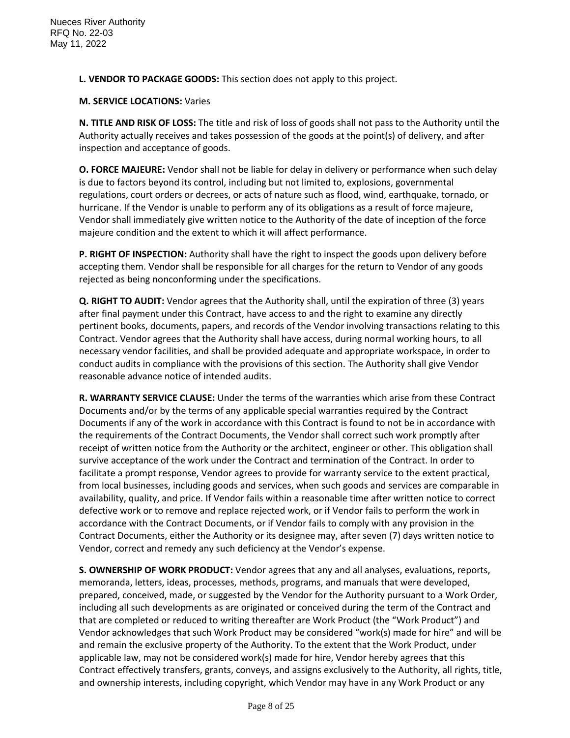**L. VENDOR TO PACKAGE GOODS:** This section does not apply to this project.

**M. SERVICE LOCATIONS:** Varies

**N. TITLE AND RISK OF LOSS:** The title and risk of loss of goods shall not pass to the Authority until the Authority actually receives and takes possession of the goods at the point(s) of delivery, and after inspection and acceptance of goods.

**O. FORCE MAJEURE:** Vendor shall not be liable for delay in delivery or performance when such delay is due to factors beyond its control, including but not limited to, explosions, governmental regulations, court orders or decrees, or acts of nature such as flood, wind, earthquake, tornado, or hurricane. If the Vendor is unable to perform any of its obligations as a result of force majeure, Vendor shall immediately give written notice to the Authority of the date of inception of the force majeure condition and the extent to which it will affect performance.

**P. RIGHT OF INSPECTION:** Authority shall have the right to inspect the goods upon delivery before accepting them. Vendor shall be responsible for all charges for the return to Vendor of any goods rejected as being nonconforming under the specifications.

**Q. RIGHT TO AUDIT:** Vendor agrees that the Authority shall, until the expiration of three (3) years after final payment under this Contract, have access to and the right to examine any directly pertinent books, documents, papers, and records of the Vendor involving transactions relating to this Contract. Vendor agrees that the Authority shall have access, during normal working hours, to all necessary vendor facilities, and shall be provided adequate and appropriate workspace, in order to conduct audits in compliance with the provisions of this section. The Authority shall give Vendor reasonable advance notice of intended audits.

**R. WARRANTY SERVICE CLAUSE:** Under the terms of the warranties which arise from these Contract Documents and/or by the terms of any applicable special warranties required by the Contract Documents if any of the work in accordance with this Contract is found to not be in accordance with the requirements of the Contract Documents, the Vendor shall correct such work promptly after receipt of written notice from the Authority or the architect, engineer or other. This obligation shall survive acceptance of the work under the Contract and termination of the Contract. In order to facilitate a prompt response, Vendor agrees to provide for warranty service to the extent practical, from local businesses, including goods and services, when such goods and services are comparable in availability, quality, and price. If Vendor fails within a reasonable time after written notice to correct defective work or to remove and replace rejected work, or if Vendor fails to perform the work in accordance with the Contract Documents, or if Vendor fails to comply with any provision in the Contract Documents, either the Authority or its designee may, after seven (7) days written notice to Vendor, correct and remedy any such deficiency at the Vendor's expense.

**S. OWNERSHIP OF WORK PRODUCT:** Vendor agrees that any and all analyses, evaluations, reports, memoranda, letters, ideas, processes, methods, programs, and manuals that were developed, prepared, conceived, made, or suggested by the Vendor for the Authority pursuant to a Work Order, including all such developments as are originated or conceived during the term of the Contract and that are completed or reduced to writing thereafter are Work Product (the "Work Product") and Vendor acknowledges that such Work Product may be considered "work(s) made for hire" and will be and remain the exclusive property of the Authority. To the extent that the Work Product, under applicable law, may not be considered work(s) made for hire, Vendor hereby agrees that this Contract effectively transfers, grants, conveys, and assigns exclusively to the Authority, all rights, title, and ownership interests, including copyright, which Vendor may have in any Work Product or any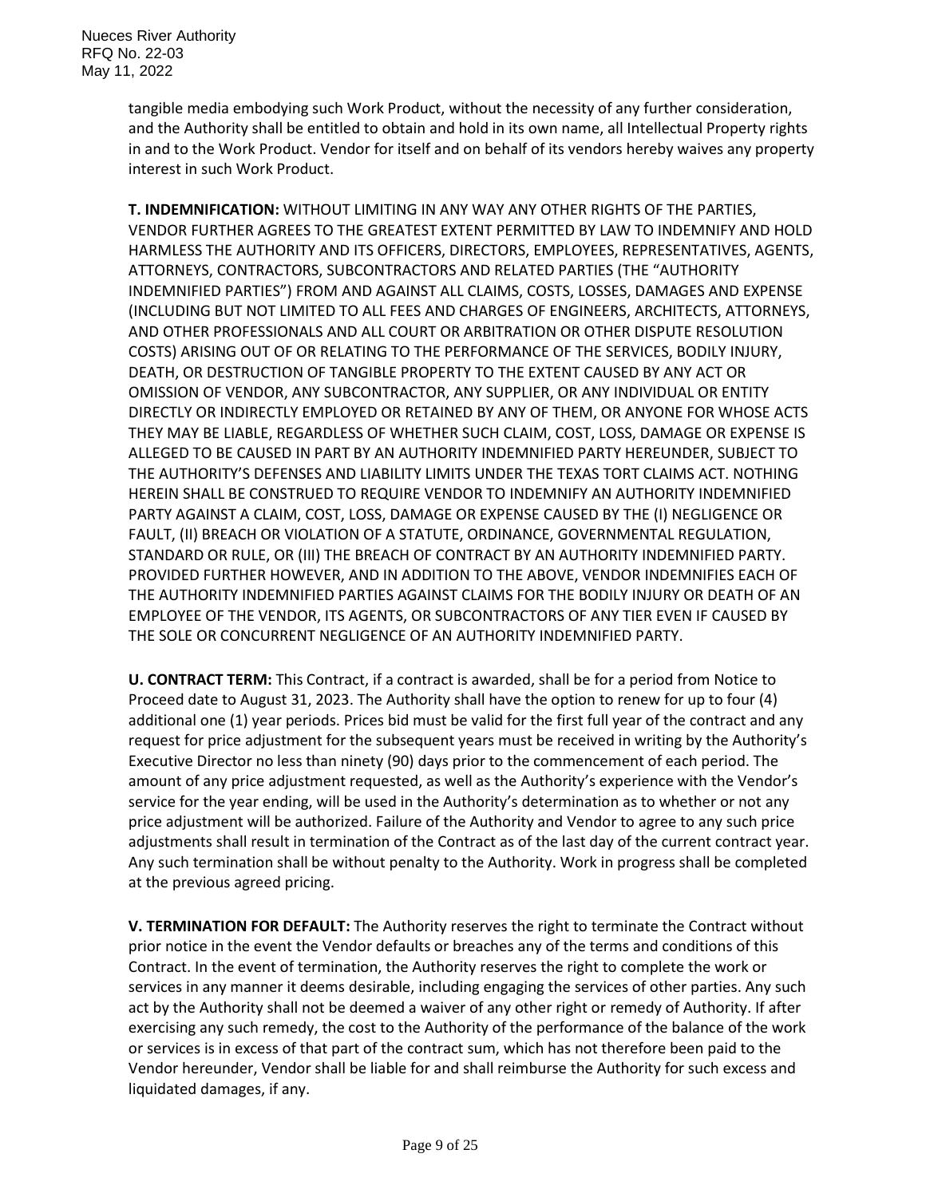tangible media embodying such Work Product, without the necessity of any further consideration, and the Authority shall be entitled to obtain and hold in its own name, all Intellectual Property rights in and to the Work Product. Vendor for itself and on behalf of its vendors hereby waives any property interest in such Work Product.

**T. INDEMNIFICATION:** WITHOUT LIMITING IN ANY WAY ANY OTHER RIGHTS OF THE PARTIES, VENDOR FURTHER AGREES TO THE GREATEST EXTENT PERMITTED BY LAW TO INDEMNIFY AND HOLD HARMLESS THE AUTHORITY AND ITS OFFICERS, DIRECTORS, EMPLOYEES, REPRESENTATIVES, AGENTS, ATTORNEYS, CONTRACTORS, SUBCONTRACTORS AND RELATED PARTIES (THE "AUTHORITY INDEMNIFIED PARTIES") FROM AND AGAINST ALL CLAIMS, COSTS, LOSSES, DAMAGES AND EXPENSE (INCLUDING BUT NOT LIMITED TO ALL FEES AND CHARGES OF ENGINEERS, ARCHITECTS, ATTORNEYS, AND OTHER PROFESSIONALS AND ALL COURT OR ARBITRATION OR OTHER DISPUTE RESOLUTION COSTS) ARISING OUT OF OR RELATING TO THE PERFORMANCE OF THE SERVICES, BODILY INJURY, DEATH, OR DESTRUCTION OF TANGIBLE PROPERTY TO THE EXTENT CAUSED BY ANY ACT OR OMISSION OF VENDOR, ANY SUBCONTRACTOR, ANY SUPPLIER, OR ANY INDIVIDUAL OR ENTITY DIRECTLY OR INDIRECTLY EMPLOYED OR RETAINED BY ANY OF THEM, OR ANYONE FOR WHOSE ACTS THEY MAY BE LIABLE, REGARDLESS OF WHETHER SUCH CLAIM, COST, LOSS, DAMAGE OR EXPENSE IS ALLEGED TO BE CAUSED IN PART BY AN AUTHORITY INDEMNIFIED PARTY HEREUNDER, SUBJECT TO THE AUTHORITY'S DEFENSES AND LIABILITY LIMITS UNDER THE TEXAS TORT CLAIMS ACT. NOTHING HEREIN SHALL BE CONSTRUED TO REQUIRE VENDOR TO INDEMNIFY AN AUTHORITY INDEMNIFIED PARTY AGAINST A CLAIM, COST, LOSS, DAMAGE OR EXPENSE CAUSED BY THE (I) NEGLIGENCE OR FAULT, (II) BREACH OR VIOLATION OF A STATUTE, ORDINANCE, GOVERNMENTAL REGULATION, STANDARD OR RULE, OR (III) THE BREACH OF CONTRACT BY AN AUTHORITY INDEMNIFIED PARTY. PROVIDED FURTHER HOWEVER, AND IN ADDITION TO THE ABOVE, VENDOR INDEMNIFIES EACH OF THE AUTHORITY INDEMNIFIED PARTIES AGAINST CLAIMS FOR THE BODILY INJURY OR DEATH OF AN EMPLOYEE OF THE VENDOR, ITS AGENTS, OR SUBCONTRACTORS OF ANY TIER EVEN IF CAUSED BY THE SOLE OR CONCURRENT NEGLIGENCE OF AN AUTHORITY INDEMNIFIED PARTY.

**U. CONTRACT TERM:** This Contract, if a contract is awarded, shall be for a period from Notice to Proceed date to August 31, 2023. The Authority shall have the option to renew for up to four (4) additional one (1) year periods. Prices bid must be valid for the first full year of the contract and any request for price adjustment for the subsequent years must be received in writing by the Authority's Executive Director no less than ninety (90) days prior to the commencement of each period. The amount of any price adjustment requested, as well as the Authority's experience with the Vendor's service for the year ending, will be used in the Authority's determination as to whether or not any price adjustment will be authorized. Failure of the Authority and Vendor to agree to any such price adjustments shall result in termination of the Contract as of the last day of the current contract year. Any such termination shall be without penalty to the Authority. Work in progress shall be completed at the previous agreed pricing.

**V. TERMINATION FOR DEFAULT:** The Authority reserves the right to terminate the Contract without prior notice in the event the Vendor defaults or breaches any of the terms and conditions of this Contract. In the event of termination, the Authority reserves the right to complete the work or services in any manner it deems desirable, including engaging the services of other parties. Any such act by the Authority shall not be deemed a waiver of any other right or remedy of Authority. If after exercising any such remedy, the cost to the Authority of the performance of the balance of the work or services is in excess of that part of the contract sum, which has not therefore been paid to the Vendor hereunder, Vendor shall be liable for and shall reimburse the Authority for such excess and liquidated damages, if any.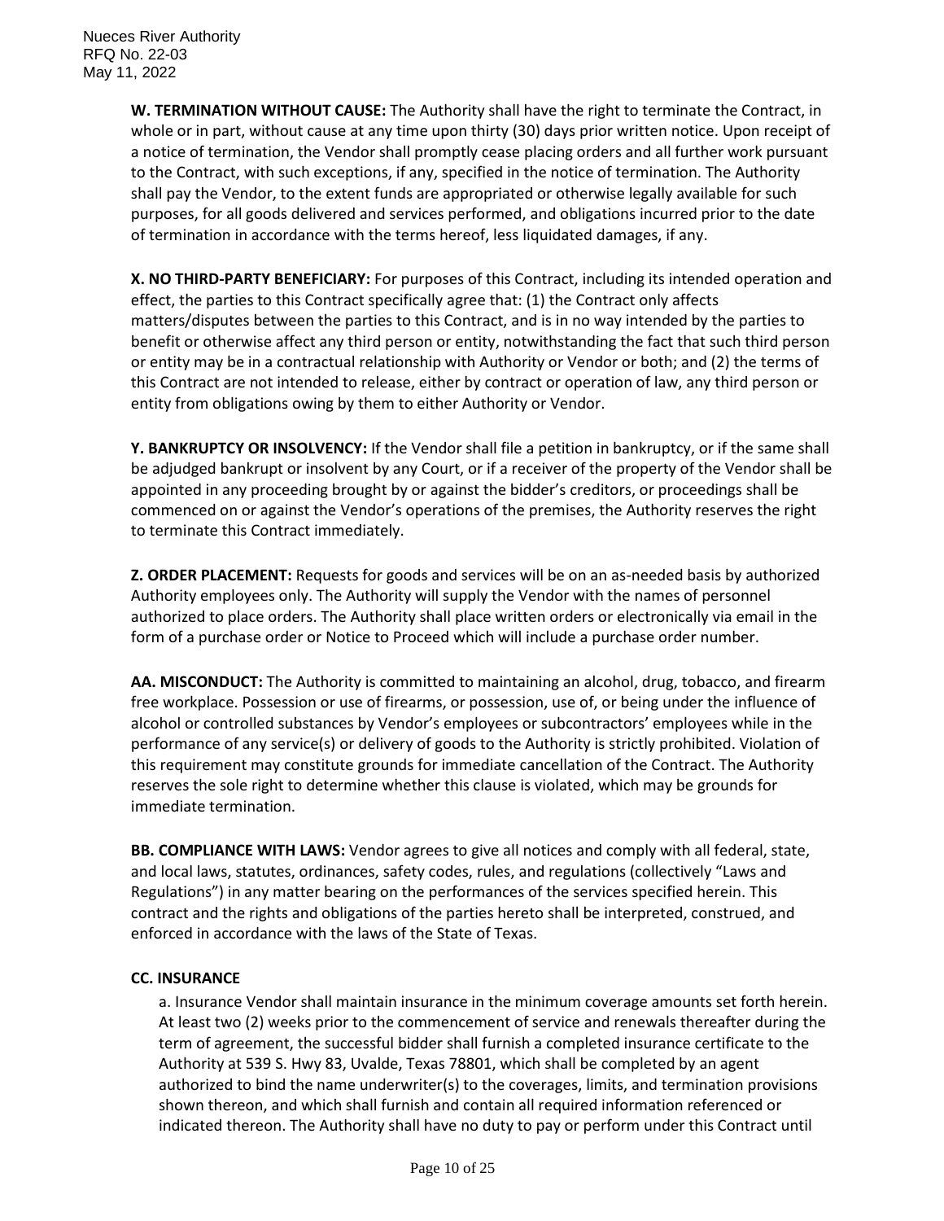**W. TERMINATION WITHOUT CAUSE:** The Authority shall have the right to terminate the Contract, in whole or in part, without cause at any time upon thirty (30) days prior written notice. Upon receipt of a notice of termination, the Vendor shall promptly cease placing orders and all further work pursuant to the Contract, with such exceptions, if any, specified in the notice of termination. The Authority shall pay the Vendor, to the extent funds are appropriated or otherwise legally available for such purposes, for all goods delivered and services performed, and obligations incurred prior to the date of termination in accordance with the terms hereof, less liquidated damages, if any.

**X. NO THIRD-PARTY BENEFICIARY:** For purposes of this Contract, including its intended operation and effect, the parties to this Contract specifically agree that: (1) the Contract only affects matters/disputes between the parties to this Contract, and is in no way intended by the parties to benefit or otherwise affect any third person or entity, notwithstanding the fact that such third person or entity may be in a contractual relationship with Authority or Vendor or both; and (2) the terms of this Contract are not intended to release, either by contract or operation of law, any third person or entity from obligations owing by them to either Authority or Vendor.

**Y. BANKRUPTCY OR INSOLVENCY:** If the Vendor shall file a petition in bankruptcy, or if the same shall be adjudged bankrupt or insolvent by any Court, or if a receiver of the property of the Vendor shall be appointed in any proceeding brought by or against the bidder's creditors, or proceedings shall be commenced on or against the Vendor's operations of the premises, the Authority reserves the right to terminate this Contract immediately.

**Z. ORDER PLACEMENT:** Requests for goods and services will be on an as-needed basis by authorized Authority employees only. The Authority will supply the Vendor with the names of personnel authorized to place orders. The Authority shall place written orders or electronically via email in the form of a purchase order or Notice to Proceed which will include a purchase order number.

**AA. MISCONDUCT:** The Authority is committed to maintaining an alcohol, drug, tobacco, and firearm free workplace. Possession or use of firearms, or possession, use of, or being under the influence of alcohol or controlled substances by Vendor's employees or subcontractors' employees while in the performance of any service(s) or delivery of goods to the Authority is strictly prohibited. Violation of this requirement may constitute grounds for immediate cancellation of the Contract. The Authority reserves the sole right to determine whether this clause is violated, which may be grounds for immediate termination.

**BB. COMPLIANCE WITH LAWS:** Vendor agrees to give all notices and comply with all federal, state, and local laws, statutes, ordinances, safety codes, rules, and regulations (collectively "Laws and Regulations") in any matter bearing on the performances of the services specified herein. This contract and the rights and obligations of the parties hereto shall be interpreted, construed, and enforced in accordance with the laws of the State of Texas.

**CC. INSURANCE**

a. Insurance Vendor shall maintain insurance in the minimum coverage amounts set forth herein. At least two (2) weeks prior to the commencement of service and renewals thereafter during the term of agreement, the successful bidder shall furnish a completed insurance certificate to the Authority at 539 S. Hwy 83, Uvalde, Texas 78801, which shall be completed by an agent authorized to bind the name underwriter(s) to the coverages, limits, and termination provisions shown thereon, and which shall furnish and contain all required information referenced or indicated thereon. The Authority shall have no duty to pay or perform under this Contract until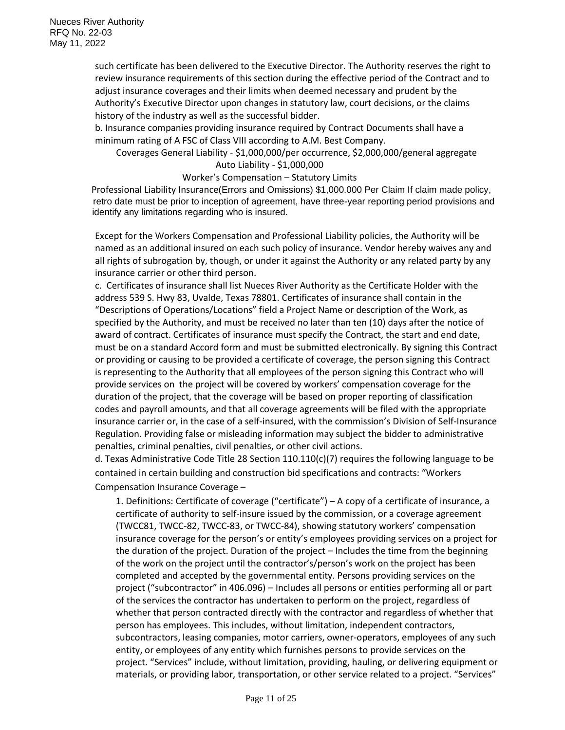such certificate has been delivered to the Executive Director. The Authority reserves the right to review insurance requirements of this section during the effective period of the Contract and to adjust insurance coverages and their limits when deemed necessary and prudent by the Authority's Executive Director upon changes in statutory law, court decisions, or the claims history of the industry as well as the successful bidder.

b. Insurance companies providing insurance required by Contract Documents shall have a minimum rating of A FSC of Class VIII according to A.M. Best Company.

Coverages General Liability - $1,000,000/per occurrence, $2,000,000/general aggregate

Auto Liability - $1,000,000

Worker's Compensation – Statutory Limits

Professional Liability Insurance(Errors and Omissions) $1,000.000 Per Claim If claim made policy, retro date must be prior to inception of agreement, have three-year reporting period provisions and identify any limitations regarding who is insured.

Except for the Workers Compensation and Professional Liability policies, the Authority will be named as an additional insured on each such policy of insurance. Vendor hereby waives any and all rights of subrogation by, though, or under it against the Authority or any related party by any insurance carrier or other third person.

c. Certificates of insurance shall list Nueces River Authority as the Certificate Holder with the address 539 S. Hwy 83, Uvalde, Texas 78801. Certificates of insurance shall contain in the "Descriptions of Operations/Locations" field a Project Name or description of the Work, as specified by the Authority, and must be received no later than ten (10) days after the notice of award of contract. Certificates of insurance must specify the Contract, the start and end date, must be on a standard Accord form and must be submitted electronically. By signing this Contract or providing or causing to be provided a certificate of coverage, the person signing this Contract is representing to the Authority that all employees of the person signing this Contract who will provide services on the project will be covered by workers' compensation coverage for the duration of the project, that the coverage will be based on proper reporting of classification codes and payroll amounts, and that all coverage agreements will be filed with the appropriate insurance carrier or, in the case of a self-insured, with the commission's Division of Self-Insurance Regulation. Providing false or misleading information may subject the bidder to administrative penalties, criminal penalties, civil penalties, or other civil actions.

d. Texas Administrative Code Title 28 Section 110.110(c)(7) requires the following language to be contained in certain building and construction bid specifications and contracts: "Workers Compensation Insurance Coverage –

1. Definitions: Certificate of coverage ("certificate") – A copy of a certificate of insurance, a certificate of authority to self-insure issued by the commission, or a coverage agreement (TWCC81, TWCC-82, TWCC-83, or TWCC-84), showing statutory workers' compensation insurance coverage for the person's or entity's employees providing services on a project for the duration of the project. Duration of the project – Includes the time from the beginning of the work on the project until the contractor's/person's work on the project has been completed and accepted by the governmental entity. Persons providing services on the project ("subcontractor" in 406.096) – Includes all persons or entities performing all or part of the services the contractor has undertaken to perform on the project, regardless of whether that person contracted directly with the contractor and regardless of whether that person has employees. This includes, without limitation, independent contractors, subcontractors, leasing companies, motor carriers, owner-operators, employees of any such entity, or employees of any entity which furnishes persons to provide services on the project. "Services" include, without limitation, providing, hauling, or delivering equipment or materials, or providing labor, transportation, or other service related to a project. "Services"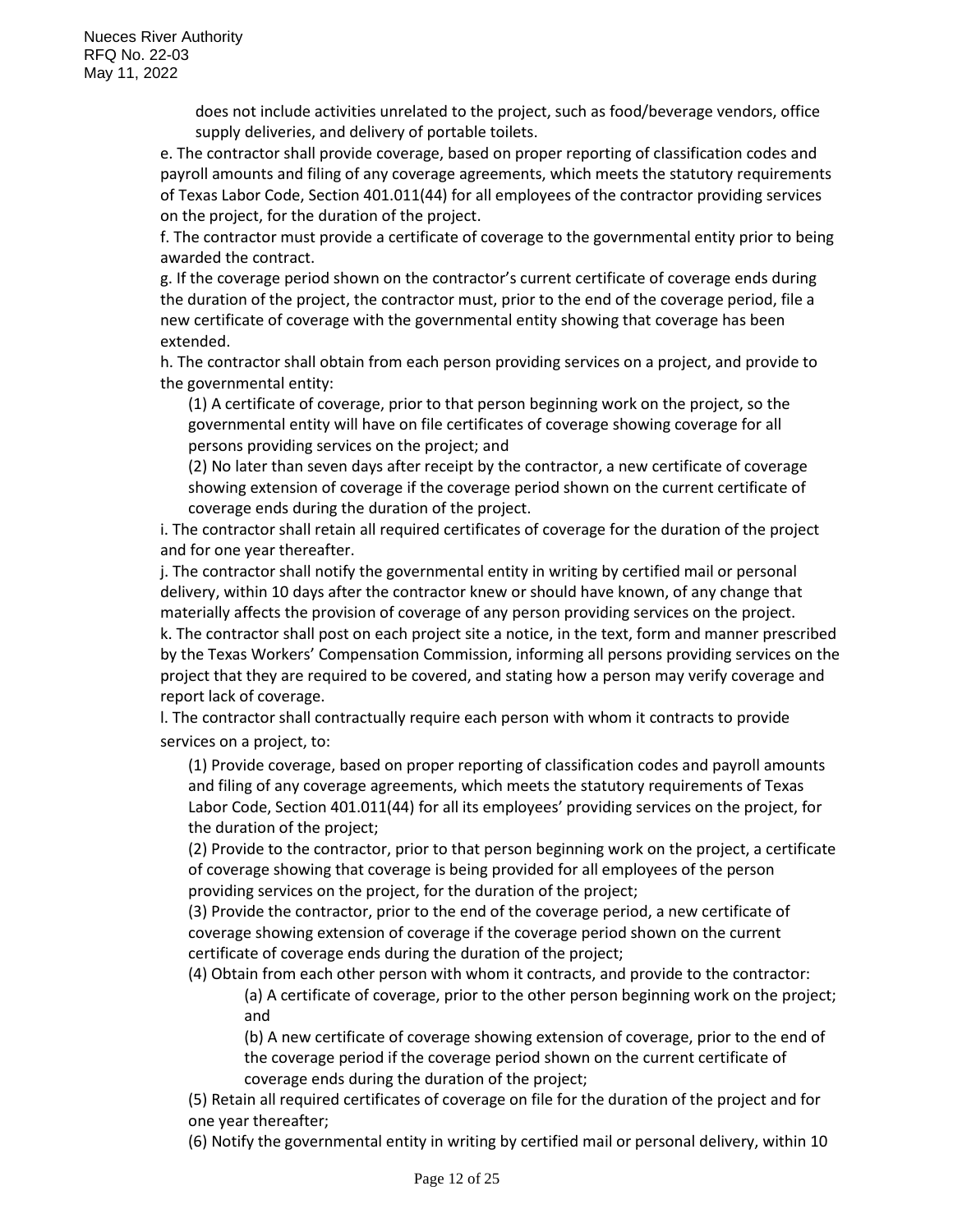does not include activities unrelated to the project, such as food/beverage vendors, office supply deliveries, and delivery of portable toilets.

e. The contractor shall provide coverage, based on proper reporting of classification codes and payroll amounts and filing of any coverage agreements, which meets the statutory requirements of Texas Labor Code, Section 401.011(44) for all employees of the contractor providing services on the project, for the duration of the project.

f. The contractor must provide a certificate of coverage to the governmental entity prior to being awarded the contract.

g. If the coverage period shown on the contractor's current certificate of coverage ends during the duration of the project, the contractor must, prior to the end of the coverage period, file a new certificate of coverage with the governmental entity showing that coverage has been extended.

h. The contractor shall obtain from each person providing services on a project, and provide to the governmental entity:

(1) A certificate of coverage, prior to that person beginning work on the project, so the governmental entity will have on file certificates of coverage showing coverage for all persons providing services on the project; and

(2) No later than seven days after receipt by the contractor, a new certificate of coverage showing extension of coverage if the coverage period shown on the current certificate of coverage ends during the duration of the project.

i. The contractor shall retain all required certificates of coverage for the duration of the project and for one year thereafter.

j. The contractor shall notify the governmental entity in writing by certified mail or personal delivery, within 10 days after the contractor knew or should have known, of any change that materially affects the provision of coverage of any person providing services on the project.

k. The contractor shall post on each project site a notice, in the text, form and manner prescribed by the Texas Workers' Compensation Commission, informing all persons providing services on the project that they are required to be covered, and stating how a person may verify coverage and report lack of coverage.

l. The contractor shall contractually require each person with whom it contracts to provide services on a project, to:

(1) Provide coverage, based on proper reporting of classification codes and payroll amounts and filing of any coverage agreements, which meets the statutory requirements of Texas Labor Code, Section 401.011(44) for all its employees' providing services on the project, for the duration of the project;

(2) Provide to the contractor, prior to that person beginning work on the project, a certificate of coverage showing that coverage is being provided for all employees of the person providing services on the project, for the duration of the project;

(3) Provide the contractor, prior to the end of the coverage period, a new certificate of coverage showing extension of coverage if the coverage period shown on the current certificate of coverage ends during the duration of the project;

(4) Obtain from each other person with whom it contracts, and provide to the contractor:

(a) A certificate of coverage, prior to the other person beginning work on the project; and

(b) A new certificate of coverage showing extension of coverage, prior to the end of the coverage period if the coverage period shown on the current certificate of coverage ends during the duration of the project;

(5) Retain all required certificates of coverage on file for the duration of the project and for one year thereafter;

(6) Notify the governmental entity in writing by certified mail or personal delivery, within 10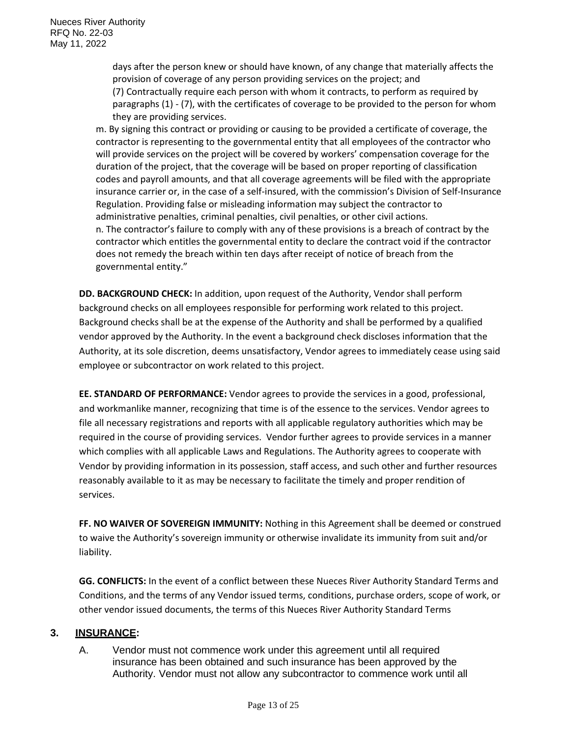days after the person knew or should have known, of any change that materially affects the provision of coverage of any person providing services on the project; and

(7) Contractually require each person with whom it contracts, to perform as required by paragraphs (1) - (7), with the certificates of coverage to be provided to the person for whom they are providing services.

m. By signing this contract or providing or causing to be provided a certificate of coverage, the contractor is representing to the governmental entity that all employees of the contractor who will provide services on the project will be covered by workers' compensation coverage for the duration of the project, that the coverage will be based on proper reporting of classification codes and payroll amounts, and that all coverage agreements will be filed with the appropriate insurance carrier or, in the case of a self-insured, with the commission's Division of Self-Insurance Regulation. Providing false or misleading information may subject the contractor to administrative penalties, criminal penalties, civil penalties, or other civil actions.

n. The contractor's failure to comply with any of these provisions is a breach of contract by the contractor which entitles the governmental entity to declare the contract void if the contractor does not remedy the breach within ten days after receipt of notice of breach from the governmental entity."

**DD. BACKGROUND CHECK:** In addition, upon request of the Authority, Vendor shall perform background checks on all employees responsible for performing work related to this project. Background checks shall be at the expense of the Authority and shall be performed by a qualified vendor approved by the Authority. In the event a background check discloses information that the Authority, at its sole discretion, deems unsatisfactory, Vendor agrees to immediately cease using said employee or subcontractor on work related to this project.

**EE. STANDARD OF PERFORMANCE:** Vendor agrees to provide the services in a good, professional, and workmanlike manner, recognizing that time is of the essence to the services. Vendor agrees to file all necessary registrations and reports with all applicable regulatory authorities which may be required in the course of providing services. Vendor further agrees to provide services in a manner which complies with all applicable Laws and Regulations. The Authority agrees to cooperate with Vendor by providing information in its possession, staff access, and such other and further resources reasonably available to it as may be necessary to facilitate the timely and proper rendition of services.

**FF. NO WAIVER OF SOVEREIGN IMMUNITY:** Nothing in this Agreement shall be deemed or construed to waive the Authority's sovereign immunity or otherwise invalidate its immunity from suit and/or liability.

**GG. CONFLICTS:** In the event of a conflict between these Nueces River Authority Standard Terms and Conditions, and the terms of any Vendor issued terms, conditions, purchase orders, scope of work, or other vendor issued documents, the terms of this Nueces River Authority Standard Terms

## 3. INSURANCE:

A. Vendor must not commence work under this agreement until all required insurance has been obtained and such insurance has been approved by the Authority. Vendor must not allow any subcontractor to commence work until all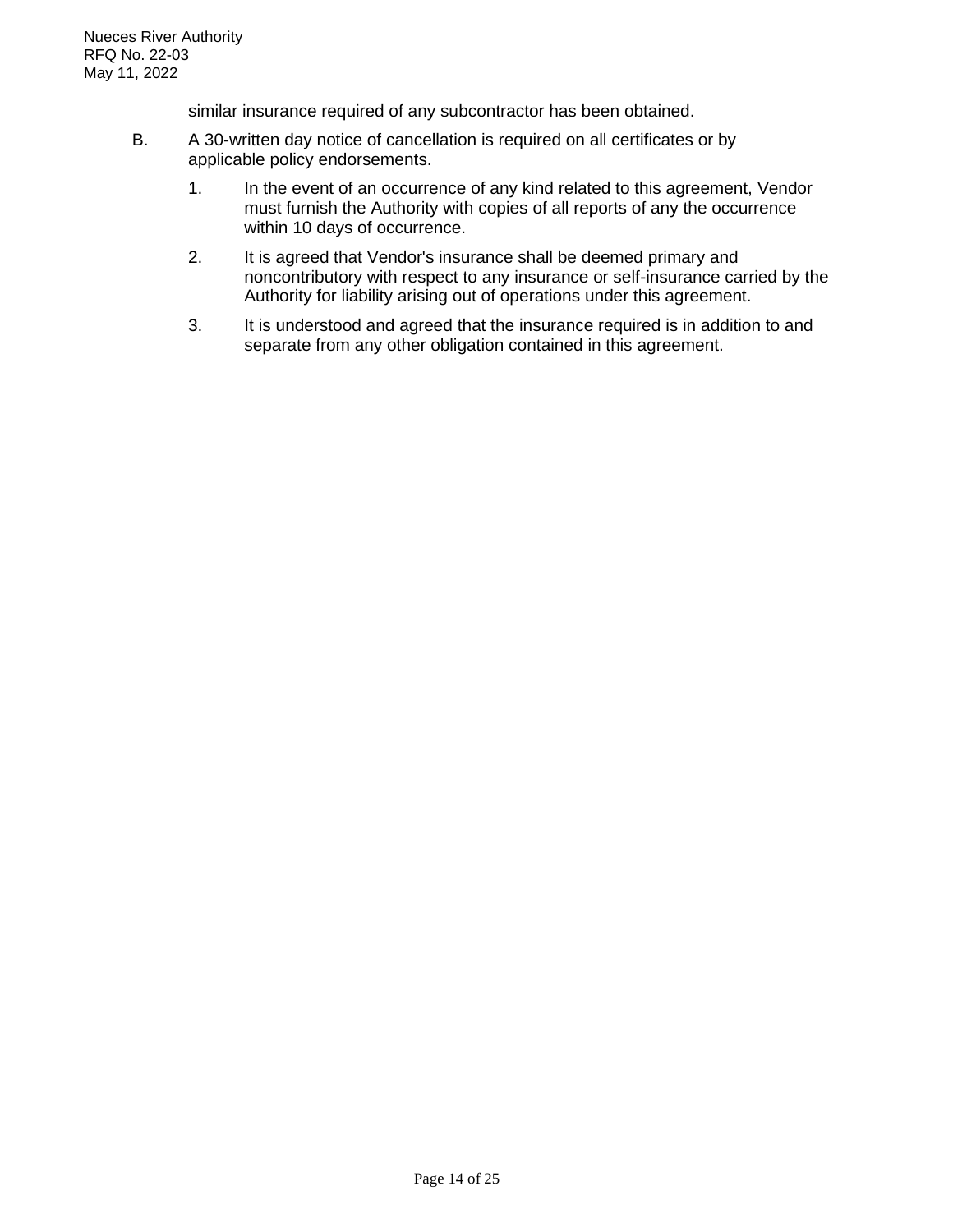similar insurance required of any subcontractor has been obtained.

B. A 30-written day notice of cancellation is required on all certificates or by applicable policy endorsements.

   1. In the event of an occurrence of any kind related to this agreement, Vendor must furnish the Authority with copies of all reports of any the occurrence within 10 days of occurrence.

   2. It is agreed that Vendor's insurance shall be deemed primary and noncontributory with respect to any insurance or self-insurance carried by the Authority for liability arising out of operations under this agreement.

   3. It is understood and agreed that the insurance required is in addition to and separate from any other obligation contained in this agreement.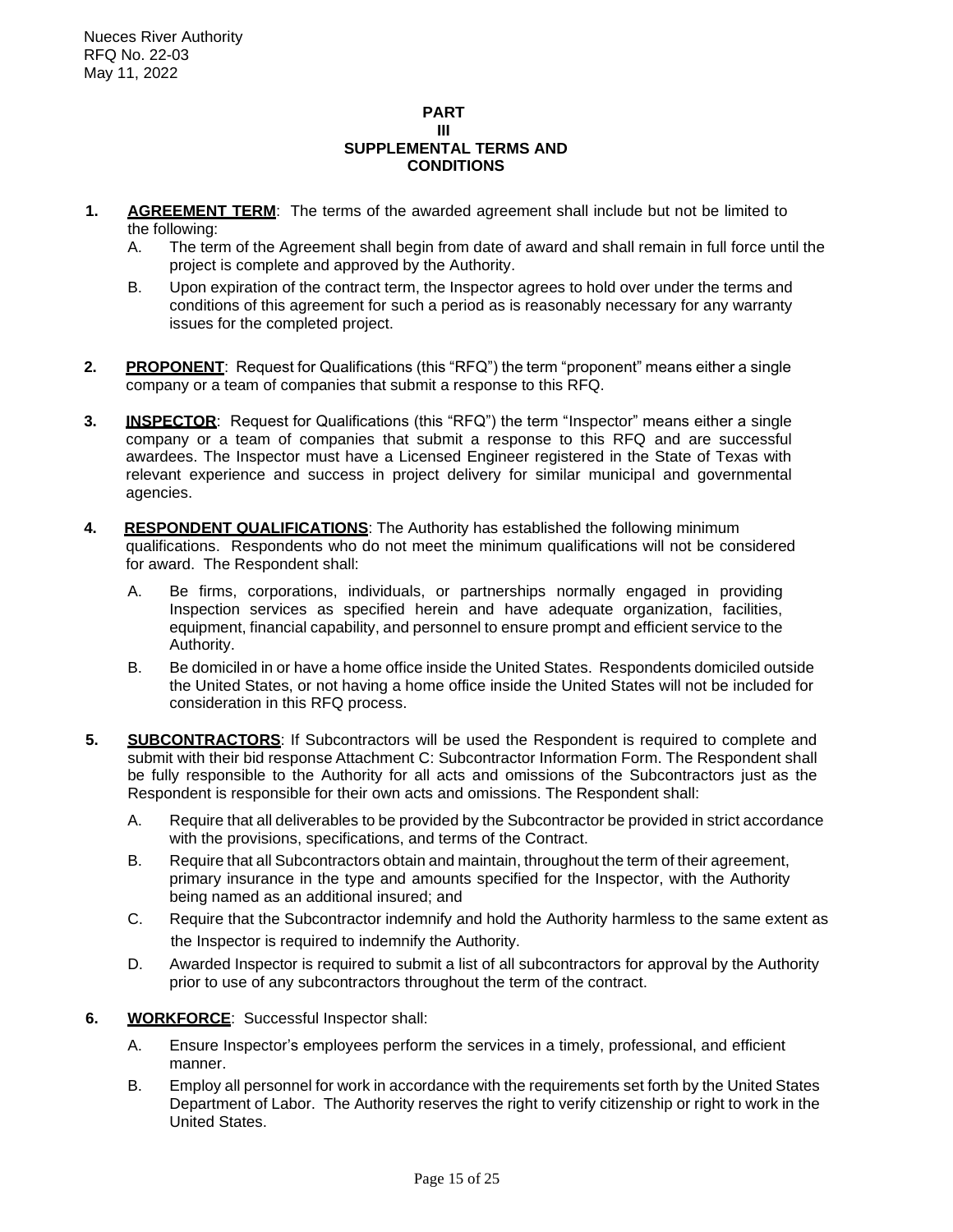## PART III SUPPLEMENTAL TERMS AND CONDITIONS

1. **AGREEMENT TERM**: The terms of the awarded agreement shall include but not be limited to the following:
   - A. The term of the Agreement shall begin from date of award and shall remain in full force until the project is complete and approved by the Authority.
   - B. Upon expiration of the contract term, the Inspector agrees to hold over under the terms and conditions of this agreement for such a period as is reasonably necessary for any warranty issues for the completed project.

2. **PROPONENT**: Request for Qualifications (this "RFQ") the term "proponent" means either a single company or a team of companies that submit a response to this RFQ.

3. **INSPECTOR**: Request for Qualifications (this "RFQ") the term "Inspector" means either a single company or a team of companies that submit a response to this RFQ and are successful awardees. The Inspector must have a Licensed Engineer registered in the State of Texas with relevant experience and success in project delivery for similar municipal and governmental agencies.

4. **RESPONDENT QUALIFICATIONS**: The Authority has established the following minimum qualifications. Respondents who do not meet the minimum qualifications will not be considered for award. The Respondent shall:
   - A. Be firms, corporations, individuals, or partnerships normally engaged in providing Inspection services as specified herein and have adequate organization, facilities, equipment, financial capability, and personnel to ensure prompt and efficient service to the Authority.
   - B. Be domiciled in or have a home office inside the United States. Respondents domiciled outside the United States, or not having a home office inside the United States will not be included for consideration in this RFQ process.

5. **SUBCONTRACTORS**: If Subcontractors will be used the Respondent is required to complete and submit with their bid response Attachment C: Subcontractor Information Form. The Respondent shall be fully responsible to the Authority for all acts and omissions of the Subcontractors just as the Respondent is responsible for their own acts and omissions. The Respondent shall:
   - A. Require that all deliverables to be provided by the Subcontractor be provided in strict accordance with the provisions, specifications, and terms of the Contract.
   - B. Require that all Subcontractors obtain and maintain, throughout the term of their agreement, primary insurance in the type and amounts specified for the Inspector, with the Authority being named as an additional insured; and
   - C. Require that the Subcontractor indemnify and hold the Authority harmless to the same extent as the Inspector is required to indemnify the Authority.
   - D. Awarded Inspector is required to submit a list of all subcontractors for approval by the Authority prior to use of any subcontractors throughout the term of the contract.

6. **WORKFORCE**: Successful Inspector shall:
   - A. Ensure Inspector's employees perform the services in a timely, professional, and efficient manner.
   - B. Employ all personnel for work in accordance with the requirements set forth by the United States Department of Labor. The Authority reserves the right to verify citizenship or right to work in the United States.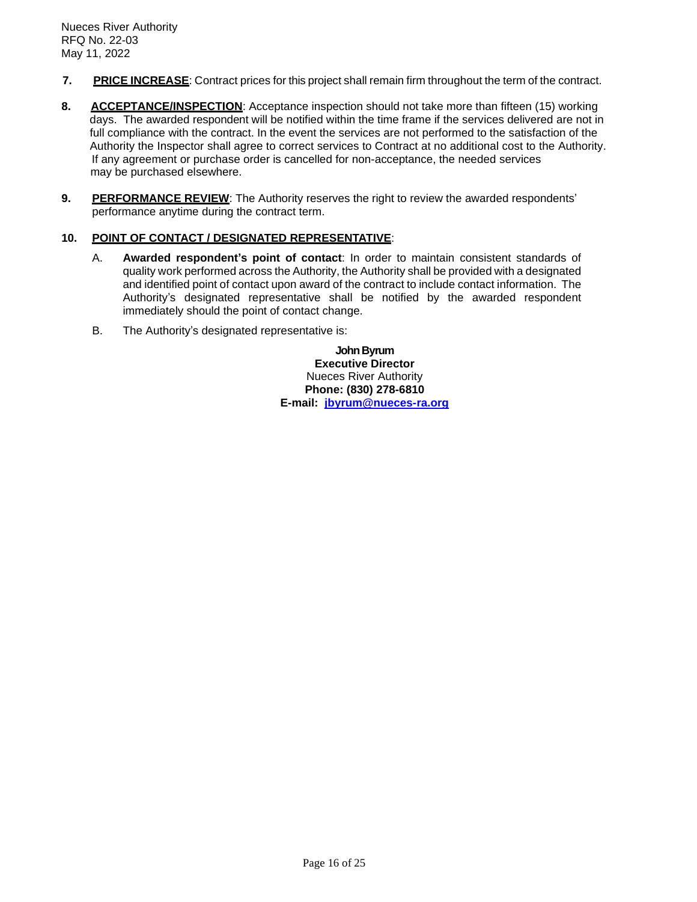7. **PRICE INCREASE**: Contract prices for this project shall remain firm throughout the term of the contract.

8. **ACCEPTANCE/INSPECTION**: Acceptance inspection should not take more than fifteen (15) working days. The awarded respondent will be notified within the time frame if the services delivered are not in full compliance with the contract. In the event the services are not performed to the satisfaction of the Authority the Inspector shall agree to correct services to Contract at no additional cost to the Authority. If any agreement or purchase order is cancelled for non-acceptance, the needed services may be purchased elsewhere.

9. **PERFORMANCE REVIEW**: The Authority reserves the right to review the awarded respondents' performance anytime during the contract term.

10. **POINT OF CONTACT / DESIGNATED REPRESENTATIVE**:

    A. **Awarded respondent's point of contact**: In order to maintain consistent standards of quality work performed across the Authority, the Authority shall be provided with a designated and identified point of contact upon award of the contract to include contact information. The Authority's designated representative shall be notified by the awarded respondent immediately should the point of contact change.

    B. The Authority's designated representative is:

**John Byrum**
**Executive Director**
Nueces River Authority
**Phone: (830) 278-6810**
**E-mail: jbyrum@nueces-ra.org**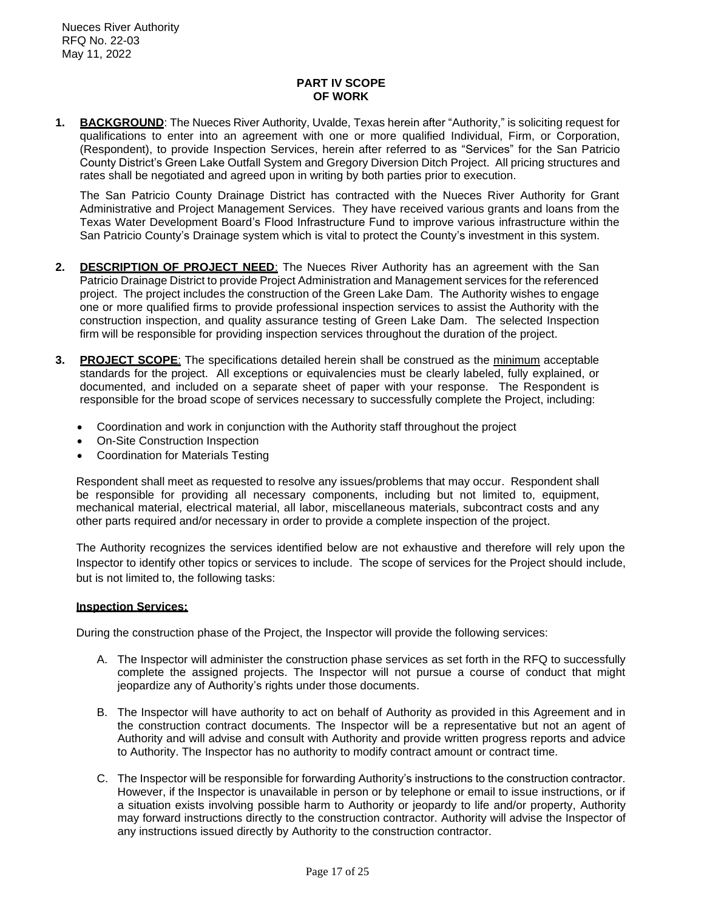## PART IV SCOPE OF WORK

1. **BACKGROUND**: The Nueces River Authority, Uvalde, Texas herein after "Authority," is soliciting request for qualifications to enter into an agreement with one or more qualified Individual, Firm, or Corporation, (Respondent), to provide Inspection Services, herein after referred to as "Services" for the San Patricio County District's Green Lake Outfall System and Gregory Diversion Ditch Project. All pricing structures and rates shall be negotiated and agreed upon in writing by both parties prior to execution.

   The San Patricio County Drainage District has contracted with the Nueces River Authority for Grant Administrative and Project Management Services. They have received various grants and loans from the Texas Water Development Board's Flood Infrastructure Fund to improve various infrastructure within the San Patricio County's Drainage system which is vital to protect the County's investment in this system.

2. **DESCRIPTION OF PROJECT NEED**: The Nueces River Authority has an agreement with the San Patricio Drainage District to provide Project Administration and Management services for the referenced project. The project includes the construction of the Green Lake Dam. The Authority wishes to engage one or more qualified firms to provide professional inspection services to assist the Authority with the construction inspection, and quality assurance testing of Green Lake Dam. The selected Inspection firm will be responsible for providing inspection services throughout the duration of the project.

3. **PROJECT SCOPE**: The specifications detailed herein shall be construed as the minimum acceptable standards for the project. All exceptions or equivalencies must be clearly labeled, fully explained, or documented, and included on a separate sheet of paper with your response. The Respondent is responsible for the broad scope of services necessary to successfully complete the Project, including:

   - Coordination and work in conjunction with the Authority staff throughout the project
   - On-Site Construction Inspection
   - Coordination for Materials Testing

   Respondent shall meet as requested to resolve any issues/problems that may occur. Respondent shall be responsible for providing all necessary components, including but not limited to, equipment, mechanical material, electrical material, all labor, miscellaneous materials, subcontract costs and any other parts required and/or necessary in order to provide a complete inspection of the project.

   The Authority recognizes the services identified below are not exhaustive and therefore will rely upon the Inspector to identify other topics or services to include. The scope of services for the Project should include, but is not limited to, the following tasks:

   **Inspection Services:**

   During the construction phase of the Project, the Inspector will provide the following services:

   A. The Inspector will administer the construction phase services as set forth in the RFQ to successfully complete the assigned projects. The Inspector will not pursue a course of conduct that might jeopardize any of Authority's rights under those documents.

   B. The Inspector will have authority to act on behalf of Authority as provided in this Agreement and in the construction contract documents. The Inspector will be a representative but not an agent of Authority and will advise and consult with Authority and provide written progress reports and advice to Authority. The Inspector has no authority to modify contract amount or contract time.

   C. The Inspector will be responsible for forwarding Authority's instructions to the construction contractor. However, if the Inspector is unavailable in person or by telephone or email to issue instructions, or if a situation exists involving possible harm to Authority or jeopardy to life and/or property, Authority may forward instructions directly to the construction contractor. Authority will advise the Inspector of any instructions issued directly by Authority to the construction contractor.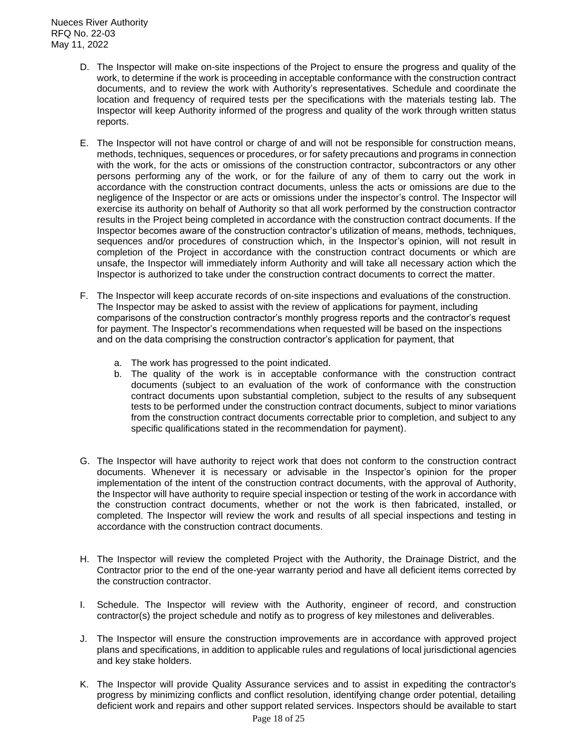D. The Inspector will make on-site inspections of the Project to ensure the progress and quality of the work, to determine if the work is proceeding in acceptable conformance with the construction contract documents, and to review the work with Authority's representatives. Schedule and coordinate the location and frequency of required tests per the specifications with the materials testing lab. The Inspector will keep Authority informed of the progress and quality of the work through written status reports.

E. The Inspector will not have control or charge of and will not be responsible for construction means, methods, techniques, sequences or procedures, or for safety precautions and programs in connection with the work, for the acts or omissions of the construction contractor, subcontractors or any other persons performing any of the work, or for the failure of any of them to carry out the work in accordance with the construction contract documents, unless the acts or omissions are due to the negligence of the Inspector or are acts or omissions under the inspector's control. The Inspector will exercise its authority on behalf of Authority so that all work performed by the construction contractor results in the Project being completed in accordance with the construction contract documents. If the Inspector becomes aware of the construction contractor's utilization of means, methods, techniques, sequences and/or procedures of construction which, in the Inspector's opinion, will not result in completion of the Project in accordance with the construction contract documents or which are unsafe, the Inspector will immediately inform Authority and will take all necessary action which the Inspector is authorized to take under the construction contract documents to correct the matter.

F. The Inspector will keep accurate records of on-site inspections and evaluations of the construction. The Inspector may be asked to assist with the review of applications for payment, including comparisons of the construction contractor's monthly progress reports and the contractor's request for payment. The Inspector's recommendations when requested will be based on the inspections and on the data comprising the construction contractor's application for payment, that

   a. The work has progressed to the point indicated.
   b. The quality of the work is in acceptable conformance with the construction contract documents (subject to an evaluation of the work of conformance with the construction contract documents upon substantial completion, subject to the results of any subsequent tests to be performed under the construction contract documents, subject to minor variations from the construction contract documents correctable prior to completion, and subject to any specific qualifications stated in the recommendation for payment).

G. The Inspector will have authority to reject work that does not conform to the construction contract documents. Whenever it is necessary or advisable in the Inspector's opinion for the proper implementation of the intent of the construction contract documents, with the approval of Authority, the Inspector will have authority to require special inspection or testing of the work in accordance with the construction contract documents, whether or not the work is then fabricated, installed, or completed. The Inspector will review the work and results of all special inspections and testing in accordance with the construction contract documents.

H. The Inspector will review the completed Project with the Authority, the Drainage District, and the Contractor prior to the end of the one-year warranty period and have all deficient items corrected by the construction contractor.

I. Schedule. The Inspector will review with the Authority, engineer of record, and construction contractor(s) the project schedule and notify as to progress of key milestones and deliverables.

J. The Inspector will ensure the construction improvements are in accordance with approved project plans and specifications, in addition to applicable rules and regulations of local jurisdictional agencies and key stake holders.

K. The Inspector will provide Quality Assurance services and to assist in expediting the contractor's progress by minimizing conflicts and conflict resolution, identifying change order potential, detailing deficient work and repairs and other support related services. Inspectors should be available to start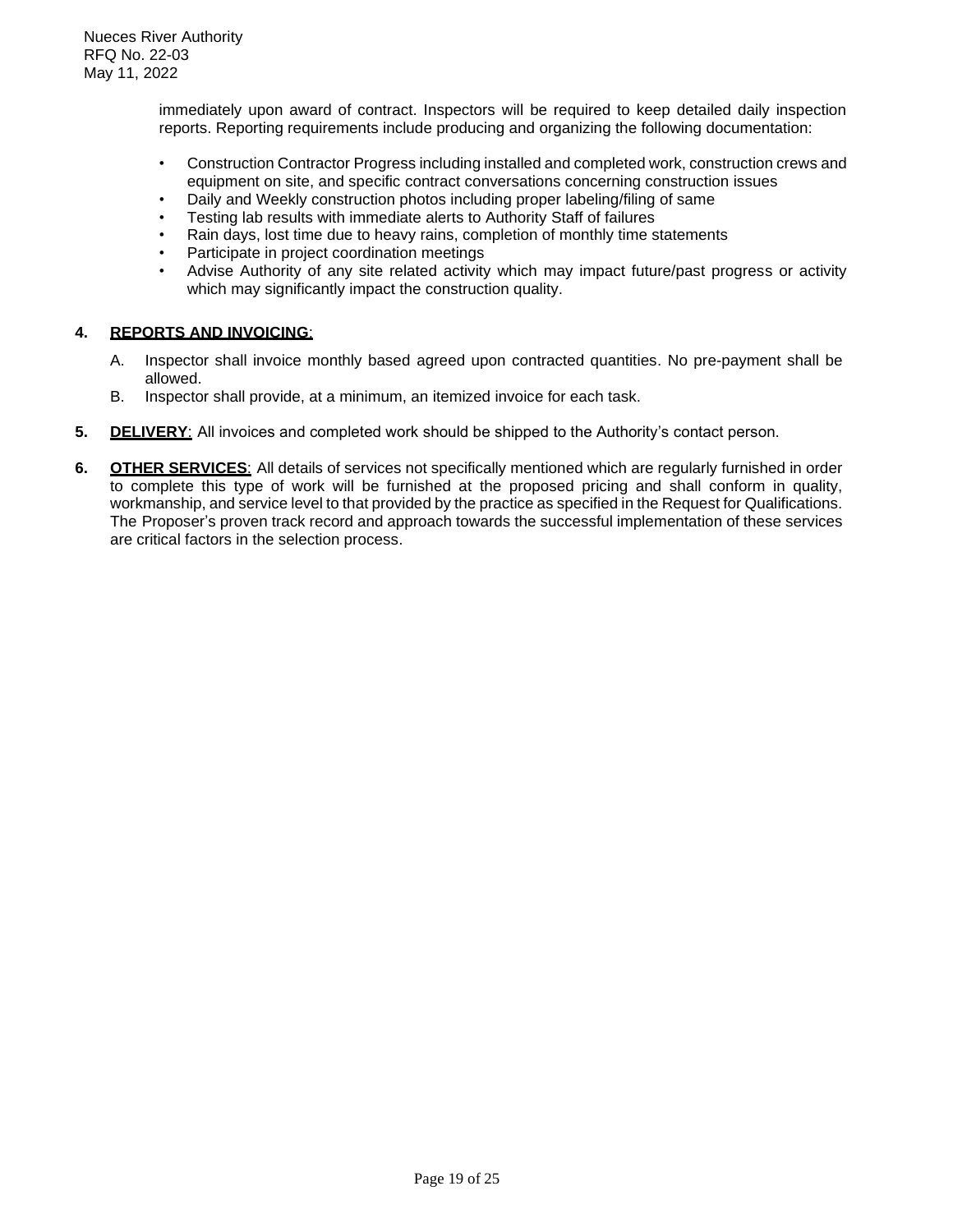immediately upon award of contract. Inspectors will be required to keep detailed daily inspection reports. Reporting requirements include producing and organizing the following documentation:

- Construction Contractor Progress including installed and completed work, construction crews and equipment on site, and specific contract conversations concerning construction issues
- Daily and Weekly construction photos including proper labeling/filing of same
- Testing lab results with immediate alerts to Authority Staff of failures
- Rain days, lost time due to heavy rains, completion of monthly time statements
- Participate in project coordination meetings
- Advise Authority of any site related activity which may impact future/past progress or activity which may significantly impact the construction quality.

**4. REPORTS AND INVOICING**:

A. Inspector shall invoice monthly based agreed upon contracted quantities. No pre-payment shall be allowed.

B. Inspector shall provide, at a minimum, an itemized invoice for each task.

**5. DELIVERY**: All invoices and completed work should be shipped to the Authority's contact person.

**6. OTHER SERVICES**: All details of services not specifically mentioned which are regularly furnished in order to complete this type of work will be furnished at the proposed pricing and shall conform in quality, workmanship, and service level to that provided by the practice as specified in the Request for Qualifications. The Proposer's proven track record and approach towards the successful implementation of these services are critical factors in the selection process.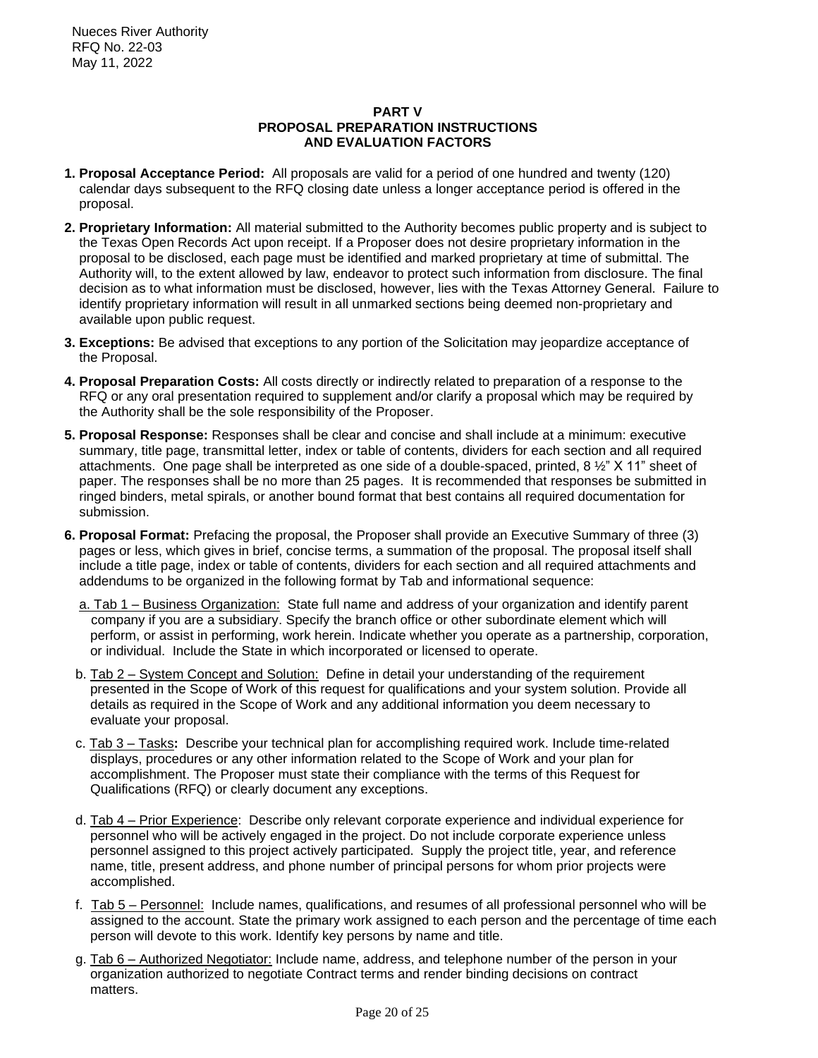Nueces River Authority
RFQ No. 22-03
May 11, 2022

## PART V
## PROPOSAL PREPARATION INSTRUCTIONS AND EVALUATION FACTORS

1. **Proposal Acceptance Period:** All proposals are valid for a period of one hundred and twenty (120) calendar days subsequent to the RFQ closing date unless a longer acceptance period is offered in the proposal.

2. **Proprietary Information:** All material submitted to the Authority becomes public property and is subject to the Texas Open Records Act upon receipt. If a Proposer does not desire proprietary information in the proposal to be disclosed, each page must be identified and marked proprietary at time of submittal. The Authority will, to the extent allowed by law, endeavor to protect such information from disclosure. The final decision as to what information must be disclosed, however, lies with the Texas Attorney General. Failure to identify proprietary information will result in all unmarked sections being deemed non-proprietary and available upon public request.

3. **Exceptions:** Be advised that exceptions to any portion of the Solicitation may jeopardize acceptance of the Proposal.

4. **Proposal Preparation Costs:** All costs directly or indirectly related to preparation of a response to the RFQ or any oral presentation required to supplement and/or clarify a proposal which may be required by the Authority shall be the sole responsibility of the Proposer.

5. **Proposal Response:** Responses shall be clear and concise and shall include at a minimum: executive summary, title page, transmittal letter, index or table of contents, dividers for each section and all required attachments. One page shall be interpreted as one side of a double-spaced, printed, 8 ½" X 11" sheet of paper. The responses shall be no more than 25 pages. It is recommended that responses be submitted in ringed binders, metal spirals, or another bound format that best contains all required documentation for submission.

6. **Proposal Format:** Prefacing the proposal, the Proposer shall provide an Executive Summary of three (3) pages or less, which gives in brief, concise terms, a summation of the proposal. The proposal itself shall include a title page, index or table of contents, dividers for each section and all required attachments and addendums to be organized in the following format by Tab and informational sequence:

   a. <u>Tab 1 – Business Organization:</u> State full name and address of your organization and identify parent company if you are a subsidiary. Specify the branch office or other subordinate element which will perform, or assist in performing, work herein. Indicate whether you operate as a partnership, corporation, or individual. Include the State in which incorporated or licensed to operate.

   b. <u>Tab 2 – System Concept and Solution:</u> Define in detail your understanding of the requirement presented in the Scope of Work of this request for qualifications and your system solution. Provide all details as required in the Scope of Work and any additional information you deem necessary to evaluate your proposal.

   c. <u>Tab 3 – Tasks</u>**:** Describe your technical plan for accomplishing required work. Include time-related displays, procedures or any other information related to the Scope of Work and your plan for accomplishment. The Proposer must state their compliance with the terms of this Request for Qualifications (RFQ) or clearly document any exceptions.

   d. <u>Tab 4 – Prior Experience</u>: Describe only relevant corporate experience and individual experience for personnel who will be actively engaged in the project. Do not include corporate experience unless personnel assigned to this project actively participated. Supply the project title, year, and reference name, title, present address, and phone number of principal persons for whom prior projects were accomplished.

   f. <u>Tab 5 – Personnel:</u> Include names, qualifications, and resumes of all professional personnel who will be assigned to the account. State the primary work assigned to each person and the percentage of time each person will devote to this work. Identify key persons by name and title.

   g. <u>Tab 6 – Authorized Negotiator:</u> Include name, address, and telephone number of the person in your organization authorized to negotiate Contract terms and render binding decisions on contract matters.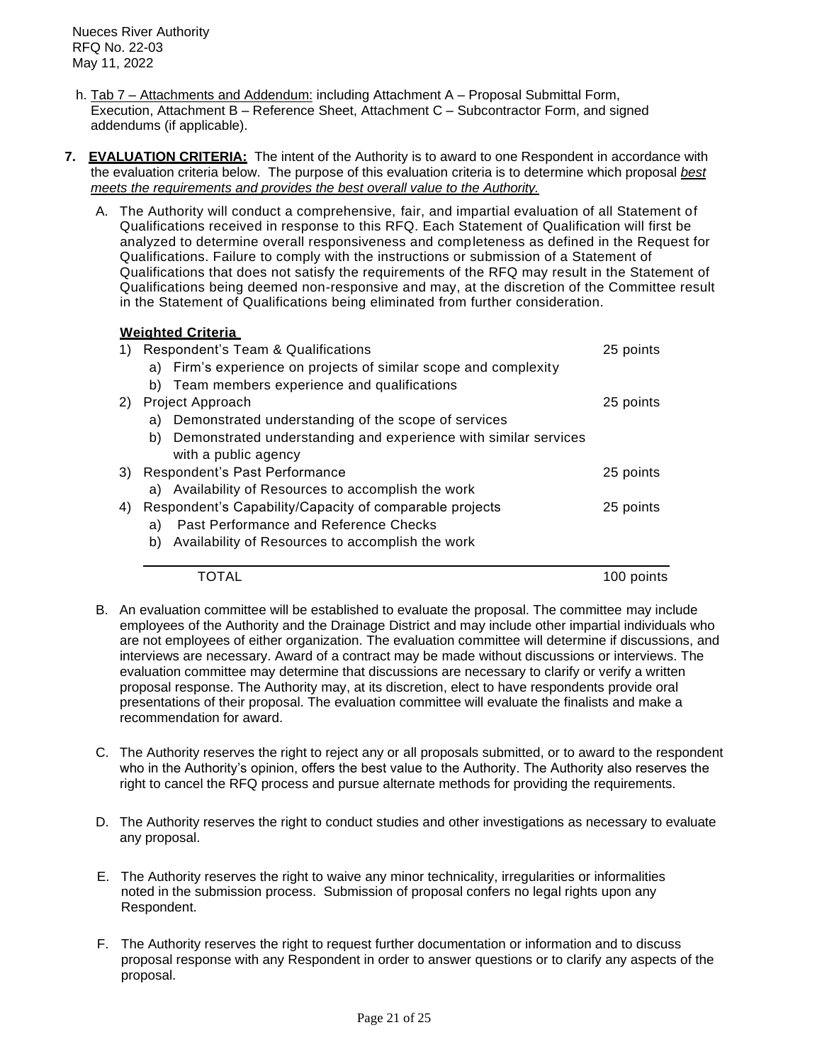h. Tab 7 – Attachments and Addendum: including Attachment A – Proposal Submittal Form, Execution, Attachment B – Reference Sheet, Attachment C – Subcontractor Form, and signed addendums (if applicable).

**7. EVALUATION CRITERIA:** The intent of the Authority is to award to one Respondent in accordance with the evaluation criteria below. The purpose of this evaluation criteria is to determine which proposal *best meets the requirements and provides the best overall value to the Authority.*

A. The Authority will conduct a comprehensive, fair, and impartial evaluation of all Statement of Qualifications received in response to this RFQ. Each Statement of Qualification will first be analyzed to determine overall responsiveness and completeness as defined in the Request for Qualifications. Failure to comply with the instructions or submission of a Statement of Qualifications that does not satisfy the requirements of the RFQ may result in the Statement of Qualifications being deemed non-responsive and may, at the discretion of the Committee result in the Statement of Qualifications being eliminated from further consideration.

**Weighted Criteria**

| Criteria | Points |
|---|---|
| 1) Respondent's Team & Qualifications | 25 points |
| a) Firm's experience on projects of similar scope and complexity | |
| b) Team members experience and qualifications | |
| 2) Project Approach | 25 points |
| a) Demonstrated understanding of the scope of services | |
| b) Demonstrated understanding and experience with similar services with a public agency | |
| 3) Respondent's Past Performance | 25 points |
| a) Availability of Resources to accomplish the work | |
| 4) Respondent's Capability/Capacity of comparable projects | 25 points |
| a) Past Performance and Reference Checks | |
| b) Availability of Resources to accomplish the work | |
| TOTAL | 100 points |

B. An evaluation committee will be established to evaluate the proposal. The committee may include employees of the Authority and the Drainage District and may include other impartial individuals who are not employees of either organization. The evaluation committee will determine if discussions, and interviews are necessary. Award of a contract may be made without discussions or interviews. The evaluation committee may determine that discussions are necessary to clarify or verify a written proposal response. The Authority may, at its discretion, elect to have respondents provide oral presentations of their proposal. The evaluation committee will evaluate the finalists and make a recommendation for award.

C. The Authority reserves the right to reject any or all proposals submitted, or to award to the respondent who in the Authority's opinion, offers the best value to the Authority. The Authority also reserves the right to cancel the RFQ process and pursue alternate methods for providing the requirements.

D. The Authority reserves the right to conduct studies and other investigations as necessary to evaluate any proposal.

E. The Authority reserves the right to waive any minor technicality, irregularities or informalities noted in the submission process. Submission of proposal confers no legal rights upon any Respondent.

F. The Authority reserves the right to request further documentation or information and to discuss proposal response with any Respondent in order to answer questions or to clarify any aspects of the proposal.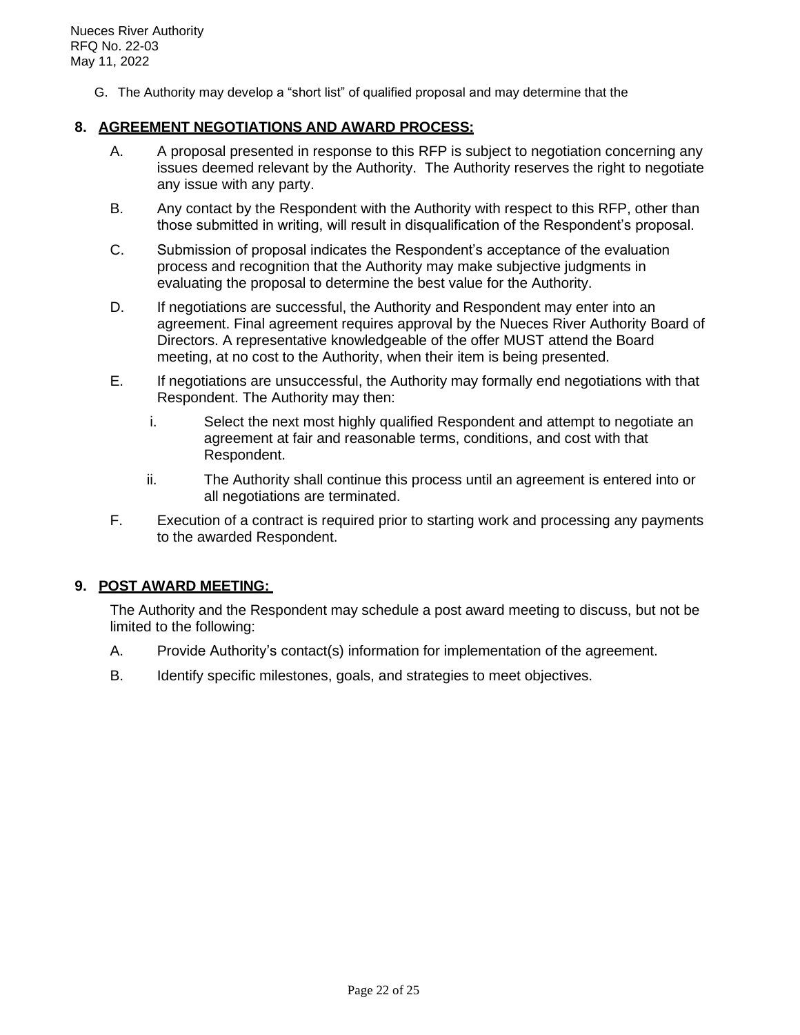G. The Authority may develop a "short list" of qualified proposal and may determine that the

## 8. AGREEMENT NEGOTIATIONS AND AWARD PROCESS:

A. A proposal presented in response to this RFP is subject to negotiation concerning any issues deemed relevant by the Authority. The Authority reserves the right to negotiate any issue with any party.

B. Any contact by the Respondent with the Authority with respect to this RFP, other than those submitted in writing, will result in disqualification of the Respondent's proposal.

C. Submission of proposal indicates the Respondent's acceptance of the evaluation process and recognition that the Authority may make subjective judgments in evaluating the proposal to determine the best value for the Authority.

D. If negotiations are successful, the Authority and Respondent may enter into an agreement. Final agreement requires approval by the Nueces River Authority Board of Directors. A representative knowledgeable of the offer MUST attend the Board meeting, at no cost to the Authority, when their item is being presented.

E. If negotiations are unsuccessful, the Authority may formally end negotiations with that Respondent. The Authority may then:

   i. Select the next most highly qualified Respondent and attempt to negotiate an agreement at fair and reasonable terms, conditions, and cost with that Respondent.

   ii. The Authority shall continue this process until an agreement is entered into or all negotiations are terminated.

F. Execution of a contract is required prior to starting work and processing any payments to the awarded Respondent.

## 9. POST AWARD MEETING:

The Authority and the Respondent may schedule a post award meeting to discuss, but not be limited to the following:

A. Provide Authority's contact(s) information for implementation of the agreement.

B. Identify specific milestones, goals, and strategies to meet objectives.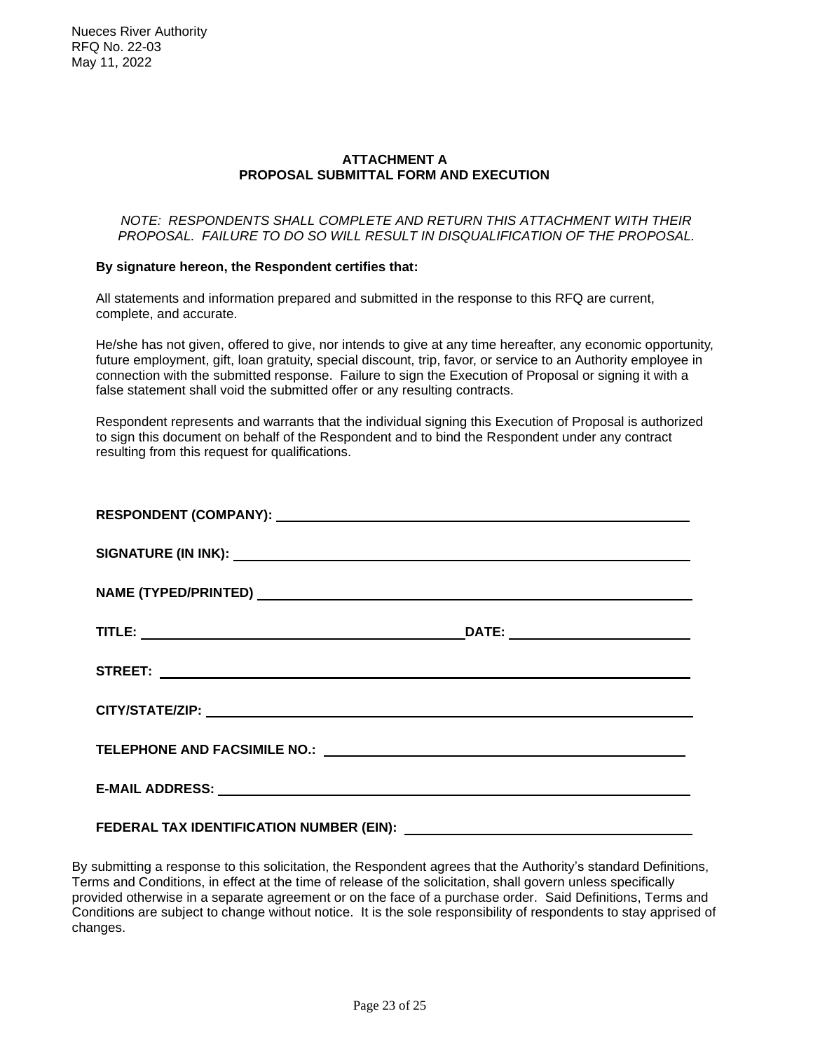# ATTACHMENT A
## PROPOSAL SUBMITTAL FORM AND EXECUTION

*NOTE: RESPONDENTS SHALL COMPLETE AND RETURN THIS ATTACHMENT WITH THEIR PROPOSAL. FAILURE TO DO SO WILL RESULT IN DISQUALIFICATION OF THE PROPOSAL.*

**By signature hereon, the Respondent certifies that:**

All statements and information prepared and submitted in the response to this RFQ are current, complete, and accurate.

He/she has not given, offered to give, nor intends to give at any time hereafter, any economic opportunity, future employment, gift, loan gratuity, special discount, trip, favor, or service to an Authority employee in connection with the submitted response. Failure to sign the Execution of Proposal or signing it with a false statement shall void the submitted offer or any resulting contracts.

Respondent represents and warrants that the individual signing this Execution of Proposal is authorized to sign this document on behalf of the Respondent and to bind the Respondent under any contract resulting from this request for qualifications.

**RESPONDENT (COMPANY):** ______________________________________________

**SIGNATURE (IN INK):** ______________________________________________

**NAME (TYPED/PRINTED)** ______________________________________________

**TITLE:** ________________________________ **DATE:** ____________________

**STREET:** ______________________________________________

**CITY/STATE/ZIP:** ______________________________________________

**TELEPHONE AND FACSIMILE NO.:** ______________________________________

**E-MAIL ADDRESS:** ______________________________________________

**FEDERAL TAX IDENTIFICATION NUMBER (EIN):** ______________________________

By submitting a response to this solicitation, the Respondent agrees that the Authority's standard Definitions, Terms and Conditions, in effect at the time of release of the solicitation, shall govern unless specifically provided otherwise in a separate agreement or on the face of a purchase order. Said Definitions, Terms and Conditions are subject to change without notice. It is the sole responsibility of respondents to stay apprised of changes.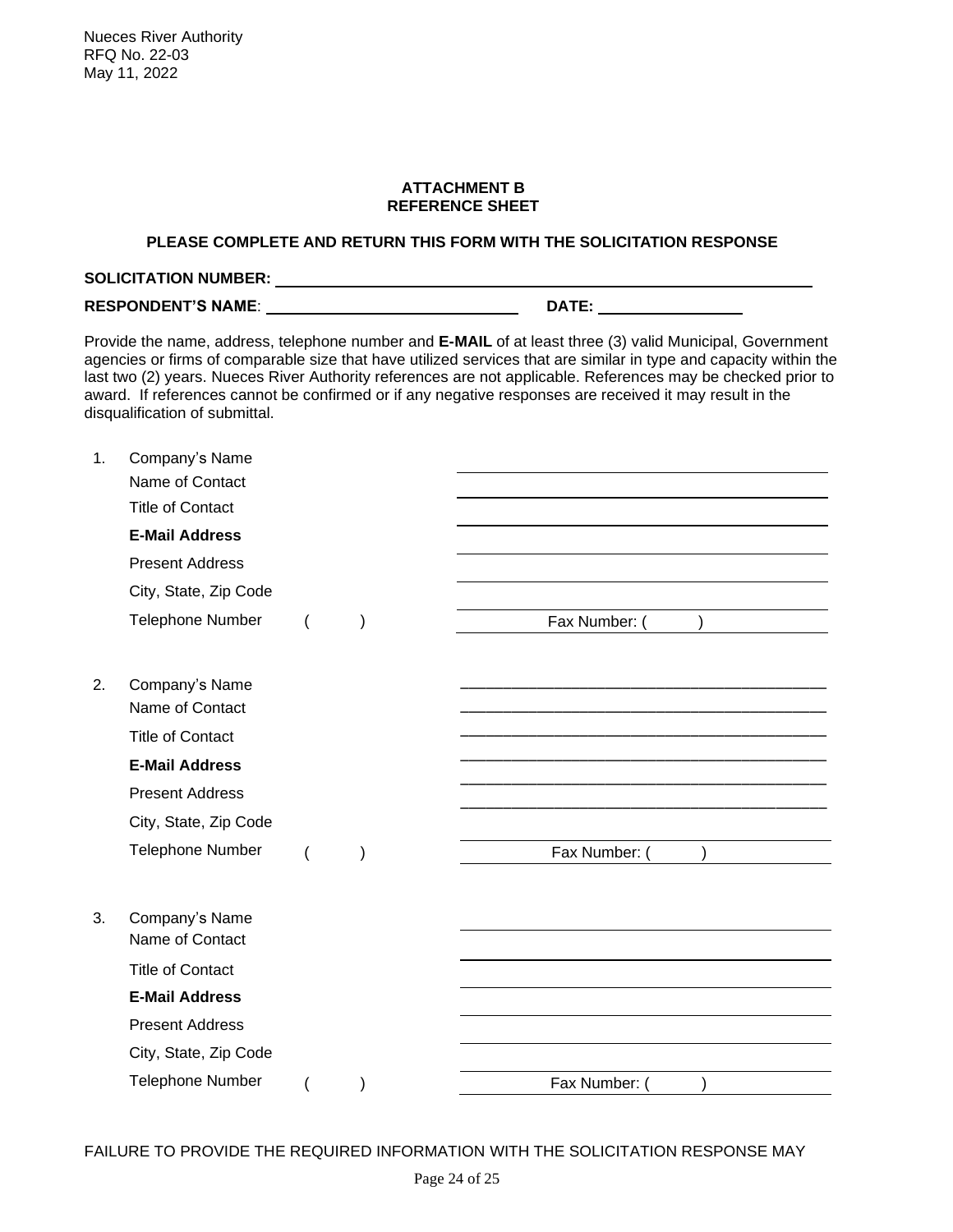Nueces River Authority
RFQ No. 22-03
May 11, 2022

**ATTACHMENT B**
**REFERENCE SHEET**

**PLEASE COMPLETE AND RETURN THIS FORM WITH THE SOLICITATION RESPONSE**

**SOLICITATION NUMBER:** ______________________________________________

**RESPONDENT'S NAME**: ______________________________ **DATE:** ________________

Provide the name, address, telephone number and **E-MAIL** of at least three (3) valid Municipal, Government agencies or firms of comparable size that have utilized services that are similar in type and capacity within the last two (2) years. Nueces River Authority references are not applicable. References may be checked prior to award. If references cannot be confirmed or if any negative responses are received it may result in the disqualification of submittal.

1. Company's Name ________________________________________
   Name of Contact ________________________________________
   Title of Contact ________________________________________
   **E-Mail Address** ________________________________________
   Present Address ________________________________________
   City, State, Zip Code ________________________________________
   Telephone Number (      ) ________________ Fax Number: (      ) ________________

2. Company's Name ________________________________________
   Name of Contact ________________________________________
   Title of Contact ________________________________________
   **E-Mail Address** ________________________________________
   Present Address ________________________________________
   City, State, Zip Code ________________________________________
   Telephone Number (      ) ________________ Fax Number: (      ) ________________

3. Company's Name ________________________________________
   Name of Contact ________________________________________
   Title of Contact ________________________________________
   **E-Mail Address** ________________________________________
   Present Address ________________________________________
   City, State, Zip Code ________________________________________
   Telephone Number (      ) ________________ Fax Number: (      ) ________________

FAILURE TO PROVIDE THE REQUIRED INFORMATION WITH THE SOLICITATION RESPONSE MAY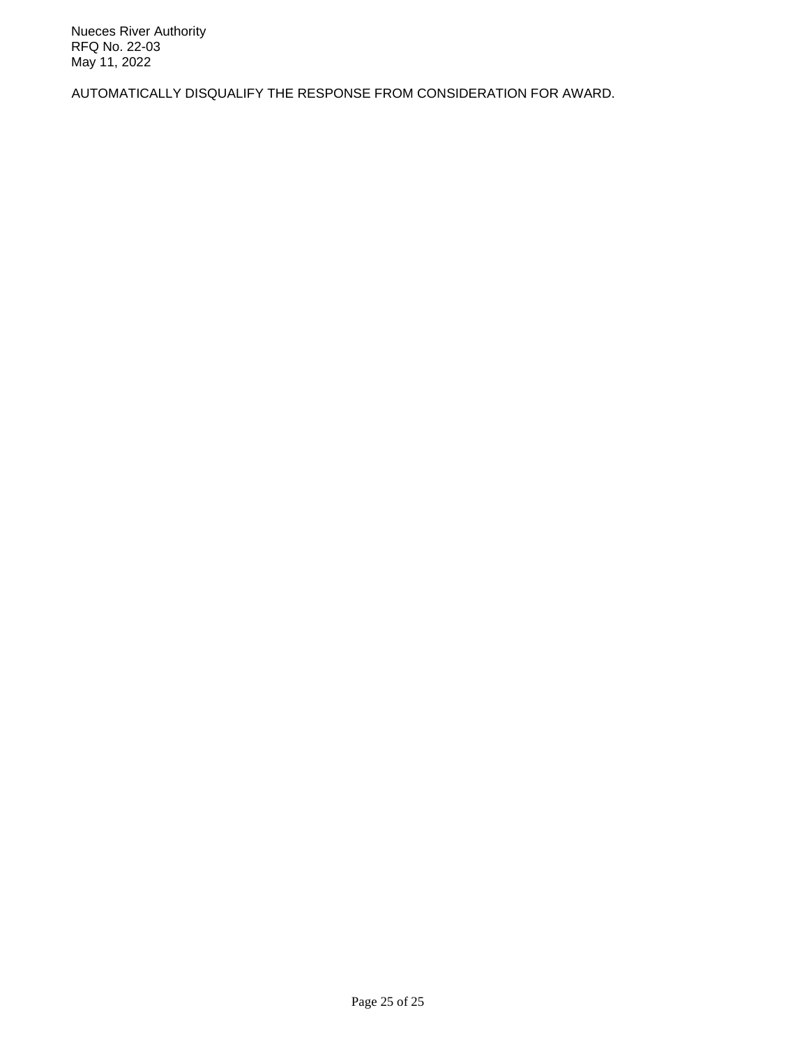AUTOMATICALLY DISQUALIFY THE RESPONSE FROM CONSIDERATION FOR AWARD.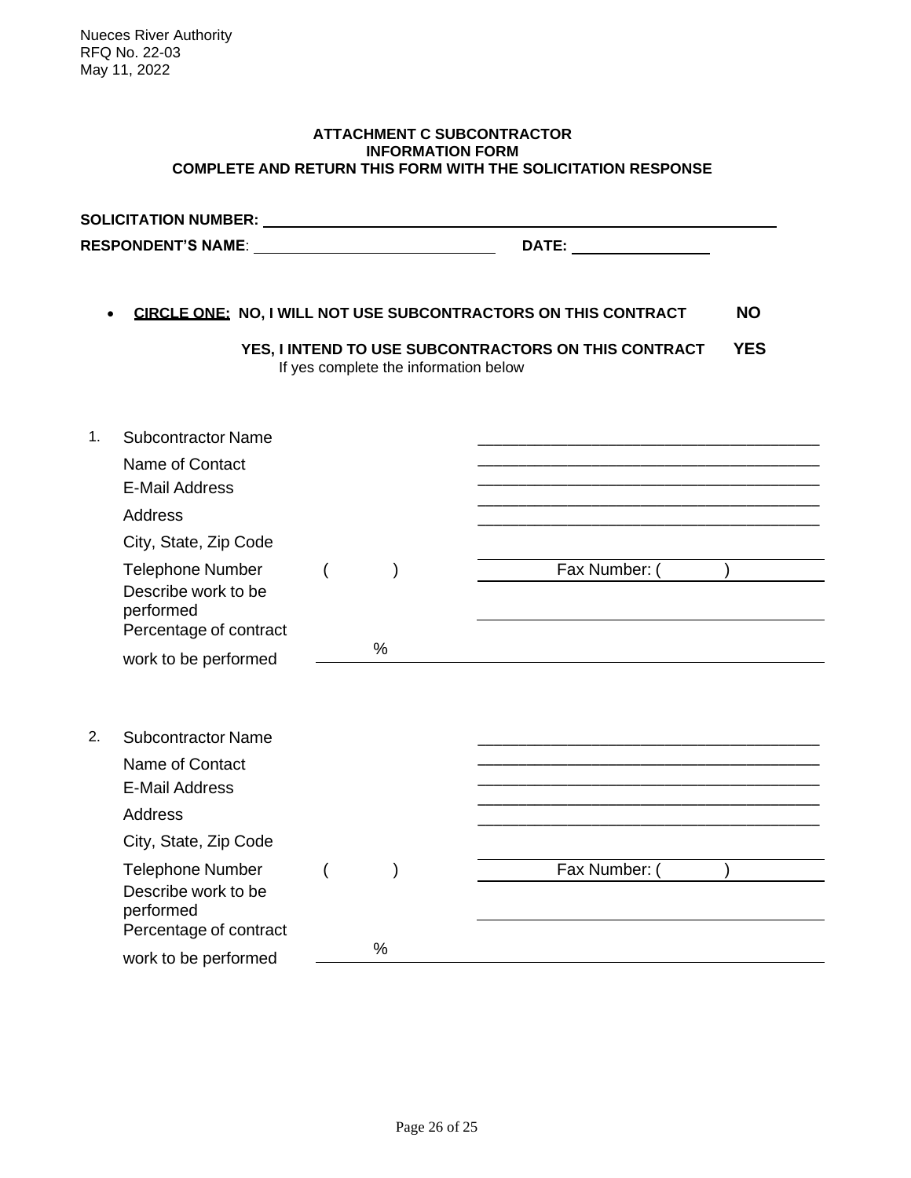Nueces River Authority
RFQ No. 22-03
May 11, 2022

**ATTACHMENT C SUBCONTRACTOR INFORMATION FORM**
**COMPLETE AND RETURN THIS FORM WITH THE SOLICITATION RESPONSE**

**SOLICITATION NUMBER:** ______________________________________________

**RESPONDENT'S NAME**: ______________________________ **DATE:** ________________

- **CIRCLE ONE:** **NO, I WILL NOT USE SUBCONTRACTORS ON THIS CONTRACT** **NO**

  **YES, I INTEND TO USE SUBCONTRACTORS ON THIS CONTRACT** **YES**
  If yes complete the information below

1. Subcontractor Name ____________________________________
   Name of Contact ____________________________________
   E-Mail Address ____________________________________
   Address ____________________________________
   City, State, Zip Code ____________________________________
   Telephone Number (        ) ____________ Fax Number: (        ) ____________
   Describe work to be performed ____________________________________
   Percentage of contract work to be performed ______% ____________________________

2. Subcontractor Name ____________________________________
   Name of Contact ____________________________________
   E-Mail Address ____________________________________
   Address ____________________________________
   City, State, Zip Code ____________________________________
   Telephone Number (        ) ____________ Fax Number: (        ) ____________
   Describe work to be performed ____________________________________
   Percentage of contract work to be performed ______% ____________________________